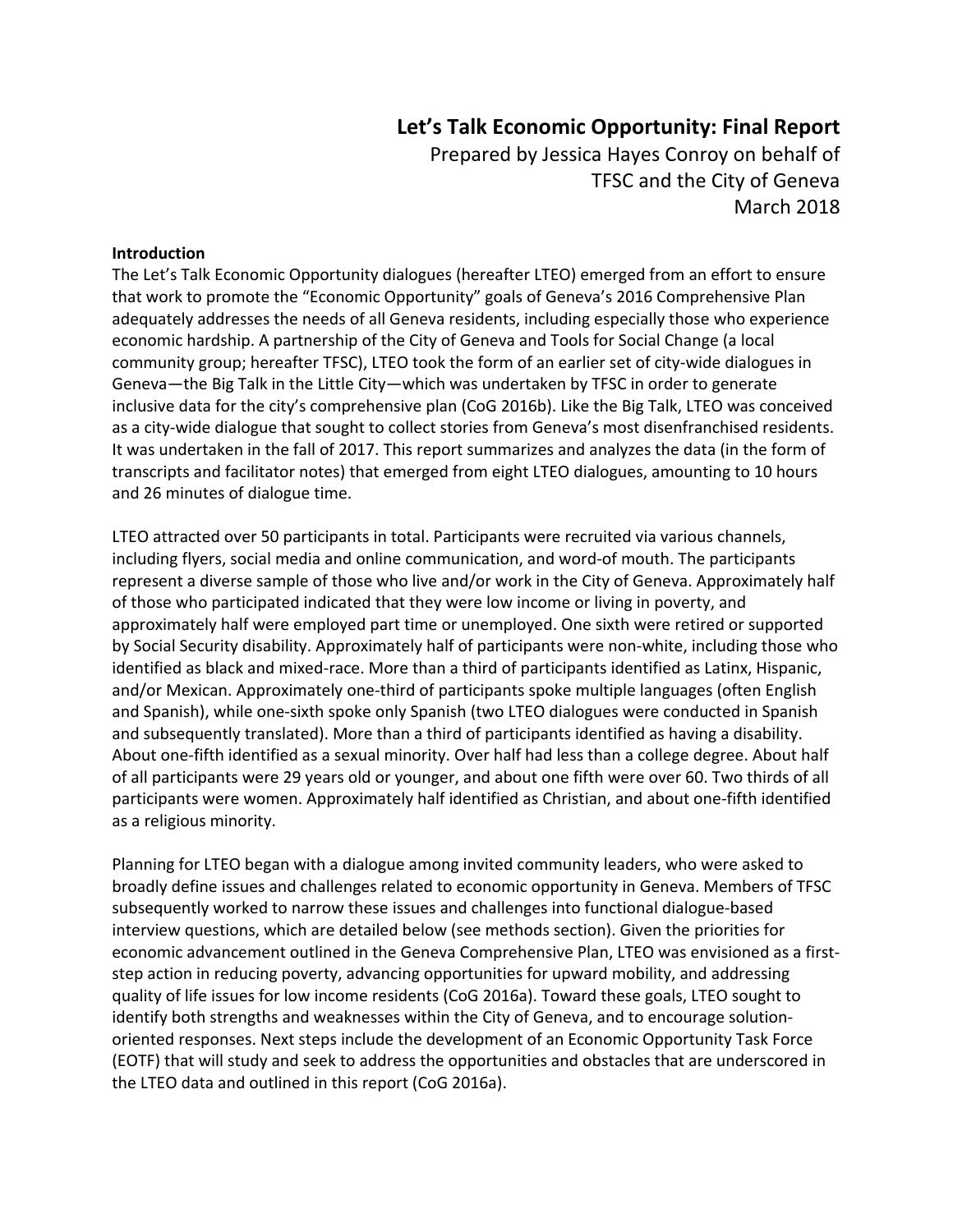# Let's Talk Economic Opportunity: Final Report

Prepared by Jessica Hayes Conroy on behalf of
TFSC and the City of Geneva
March 2018

**Introduction**

The Let's Talk Economic Opportunity dialogues (hereafter LTEO) emerged from an effort to ensure that work to promote the "Economic Opportunity" goals of Geneva's 2016 Comprehensive Plan adequately addresses the needs of all Geneva residents, including especially those who experience economic hardship. A partnership of the City of Geneva and Tools for Social Change (a local community group; hereafter TFSC), LTEO took the form of an earlier set of city-wide dialogues in Geneva—the Big Talk in the Little City—which was undertaken by TFSC in order to generate inclusive data for the city's comprehensive plan (CoG 2016b). Like the Big Talk, LTEO was conceived as a city-wide dialogue that sought to collect stories from Geneva's most disenfranchised residents. It was undertaken in the fall of 2017. This report summarizes and analyzes the data (in the form of transcripts and facilitator notes) that emerged from eight LTEO dialogues, amounting to 10 hours and 26 minutes of dialogue time.

LTEO attracted over 50 participants in total. Participants were recruited via various channels, including flyers, social media and online communication, and word-of mouth. The participants represent a diverse sample of those who live and/or work in the City of Geneva. Approximately half of those who participated indicated that they were low income or living in poverty, and approximately half were employed part time or unemployed. One sixth were retired or supported by Social Security disability. Approximately half of participants were non-white, including those who identified as black and mixed-race. More than a third of participants identified as Latinx, Hispanic, and/or Mexican. Approximately one-third of participants spoke multiple languages (often English and Spanish), while one-sixth spoke only Spanish (two LTEO dialogues were conducted in Spanish and subsequently translated). More than a third of participants identified as having a disability. About one-fifth identified as a sexual minority. Over half had less than a college degree. About half of all participants were 29 years old or younger, and about one fifth were over 60. Two thirds of all participants were women. Approximately half identified as Christian, and about one-fifth identified as a religious minority.

Planning for LTEO began with a dialogue among invited community leaders, who were asked to broadly define issues and challenges related to economic opportunity in Geneva. Members of TFSC subsequently worked to narrow these issues and challenges into functional dialogue-based interview questions, which are detailed below (see methods section). Given the priorities for economic advancement outlined in the Geneva Comprehensive Plan, LTEO was envisioned as a first-step action in reducing poverty, advancing opportunities for upward mobility, and addressing quality of life issues for low income residents (CoG 2016a). Toward these goals, LTEO sought to identify both strengths and weaknesses within the City of Geneva, and to encourage solution-oriented responses. Next steps include the development of an Economic Opportunity Task Force (EOTF) that will study and seek to address the opportunities and obstacles that are underscored in the LTEO data and outlined in this report (CoG 2016a).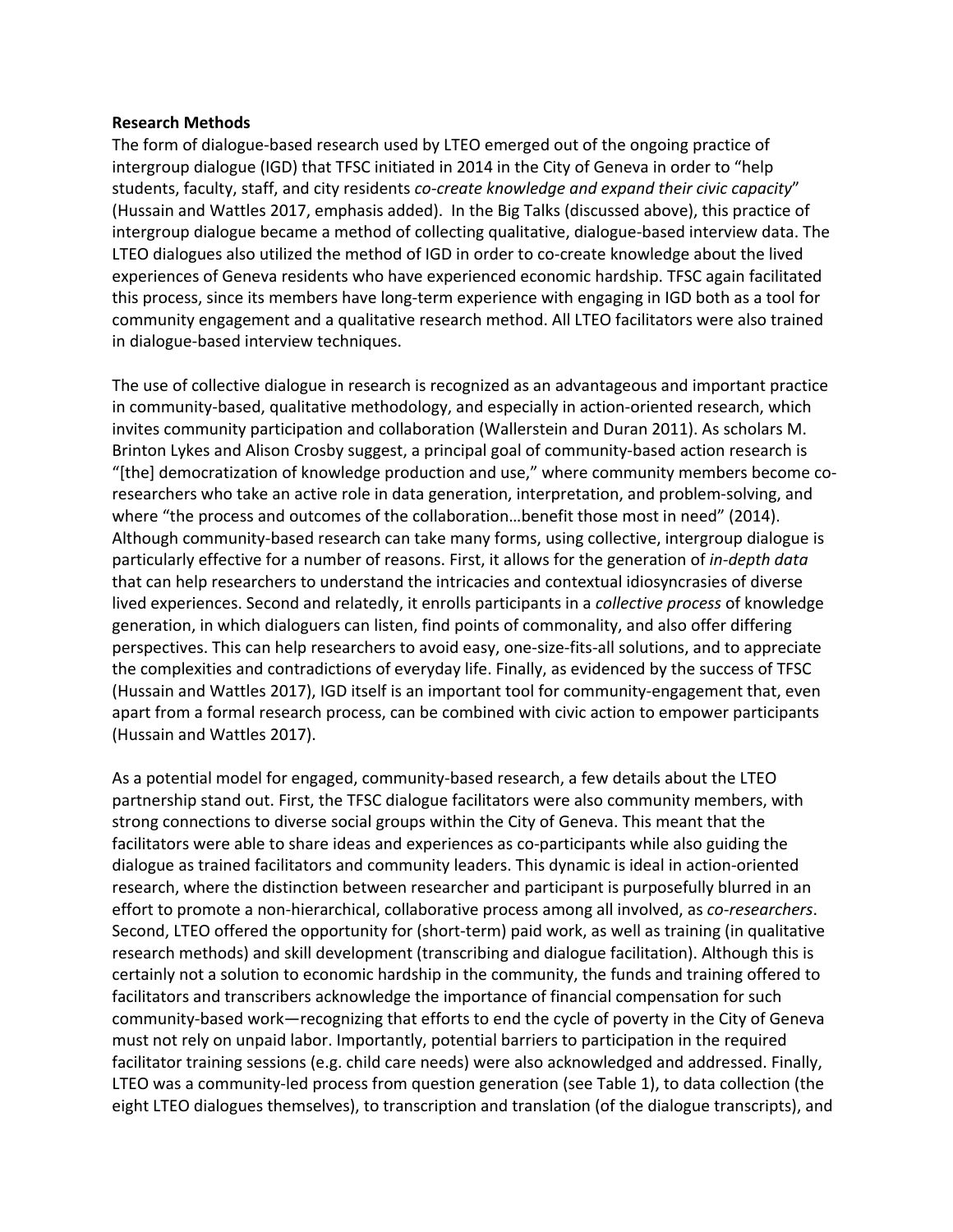**Research Methods**

The form of dialogue-based research used by LTEO emerged out of the ongoing practice of intergroup dialogue (IGD) that TFSC initiated in 2014 in the City of Geneva in order to "help students, faculty, staff, and city residents *co-create knowledge and expand their civic capacity*" (Hussain and Wattles 2017, emphasis added). In the Big Talks (discussed above), this practice of intergroup dialogue became a method of collecting qualitative, dialogue-based interview data. The LTEO dialogues also utilized the method of IGD in order to co-create knowledge about the lived experiences of Geneva residents who have experienced economic hardship. TFSC again facilitated this process, since its members have long-term experience with engaging in IGD both as a tool for community engagement and a qualitative research method. All LTEO facilitators were also trained in dialogue-based interview techniques.

The use of collective dialogue in research is recognized as an advantageous and important practice in community-based, qualitative methodology, and especially in action-oriented research, which invites community participation and collaboration (Wallerstein and Duran 2011). As scholars M. Brinton Lykes and Alison Crosby suggest, a principal goal of community-based action research is "[the] democratization of knowledge production and use," where community members become co-researchers who take an active role in data generation, interpretation, and problem-solving, and where "the process and outcomes of the collaboration…benefit those most in need" (2014). Although community-based research can take many forms, using collective, intergroup dialogue is particularly effective for a number of reasons. First, it allows for the generation of *in-depth data* that can help researchers to understand the intricacies and contextual idiosyncrasies of diverse lived experiences. Second and relatedly, it enrolls participants in a *collective process* of knowledge generation, in which dialoguers can listen, find points of commonality, and also offer differing perspectives. This can help researchers to avoid easy, one-size-fits-all solutions, and to appreciate the complexities and contradictions of everyday life. Finally, as evidenced by the success of TFSC (Hussain and Wattles 2017), IGD itself is an important tool for community-engagement that, even apart from a formal research process, can be combined with civic action to empower participants (Hussain and Wattles 2017).

As a potential model for engaged, community-based research, a few details about the LTEO partnership stand out. First, the TFSC dialogue facilitators were also community members, with strong connections to diverse social groups within the City of Geneva. This meant that the facilitators were able to share ideas and experiences as co-participants while also guiding the dialogue as trained facilitators and community leaders. This dynamic is ideal in action-oriented research, where the distinction between researcher and participant is purposefully blurred in an effort to promote a non-hierarchical, collaborative process among all involved, as *co-researchers*. Second, LTEO offered the opportunity for (short-term) paid work, as well as training (in qualitative research methods) and skill development (transcribing and dialogue facilitation). Although this is certainly not a solution to economic hardship in the community, the funds and training offered to facilitators and transcribers acknowledge the importance of financial compensation for such community-based work—recognizing that efforts to end the cycle of poverty in the City of Geneva must not rely on unpaid labor. Importantly, potential barriers to participation in the required facilitator training sessions (e.g. child care needs) were also acknowledged and addressed. Finally, LTEO was a community-led process from question generation (see Table 1), to data collection (the eight LTEO dialogues themselves), to transcription and translation (of the dialogue transcripts), and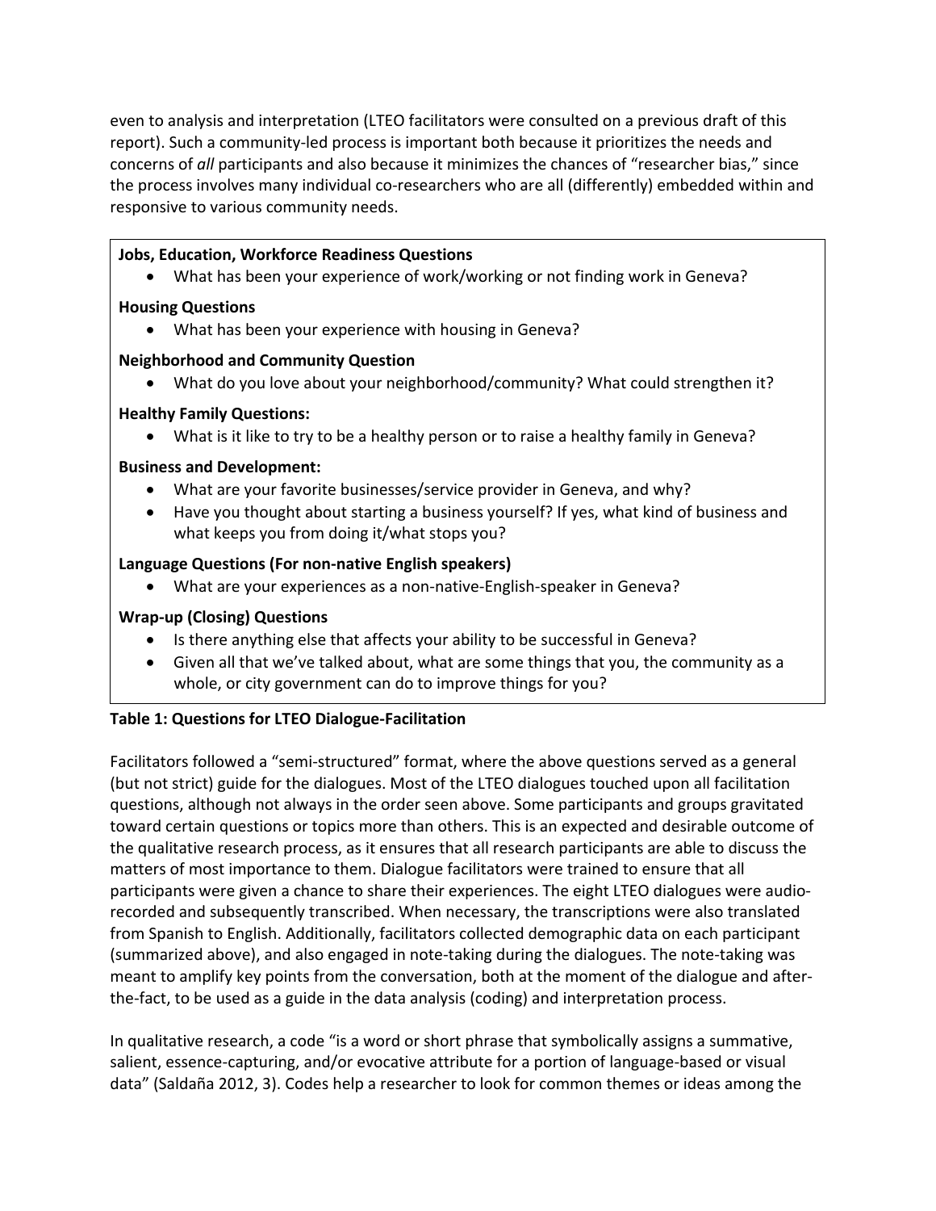even to analysis and interpretation (LTEO facilitators were consulted on a previous draft of this report). Such a community-led process is important both because it prioritizes the needs and concerns of *all* participants and also because it minimizes the chances of "researcher bias," since the process involves many individual co-researchers who are all (differently) embedded within and responsive to various community needs.

**Jobs, Education, Workforce Readiness Questions**

- What has been your experience of work/working or not finding work in Geneva?

**Housing Questions**

- What has been your experience with housing in Geneva?

**Neighborhood and Community Question**

- What do you love about your neighborhood/community? What could strengthen it?

**Healthy Family Questions:**

- What is it like to try to be a healthy person or to raise a healthy family in Geneva?

**Business and Development:**

- What are your favorite businesses/service provider in Geneva, and why?
- Have you thought about starting a business yourself? If yes, what kind of business and what keeps you from doing it/what stops you?

**Language Questions (For non-native English speakers)**

- What are your experiences as a non-native-English-speaker in Geneva?

**Wrap-up (Closing) Questions**

- Is there anything else that affects your ability to be successful in Geneva?
- Given all that we've talked about, what are some things that you, the community as a whole, or city government can do to improve things for you?

**Table 1: Questions for LTEO Dialogue-Facilitation**

Facilitators followed a "semi-structured" format, where the above questions served as a general (but not strict) guide for the dialogues. Most of the LTEO dialogues touched upon all facilitation questions, although not always in the order seen above. Some participants and groups gravitated toward certain questions or topics more than others. This is an expected and desirable outcome of the qualitative research process, as it ensures that all research participants are able to discuss the matters of most importance to them. Dialogue facilitators were trained to ensure that all participants were given a chance to share their experiences. The eight LTEO dialogues were audio-recorded and subsequently transcribed. When necessary, the transcriptions were also translated from Spanish to English. Additionally, facilitators collected demographic data on each participant (summarized above), and also engaged in note-taking during the dialogues. The note-taking was meant to amplify key points from the conversation, both at the moment of the dialogue and after-the-fact, to be used as a guide in the data analysis (coding) and interpretation process.

In qualitative research, a code "is a word or short phrase that symbolically assigns a summative, salient, essence-capturing, and/or evocative attribute for a portion of language-based or visual data" (Saldaña 2012, 3). Codes help a researcher to look for common themes or ideas among the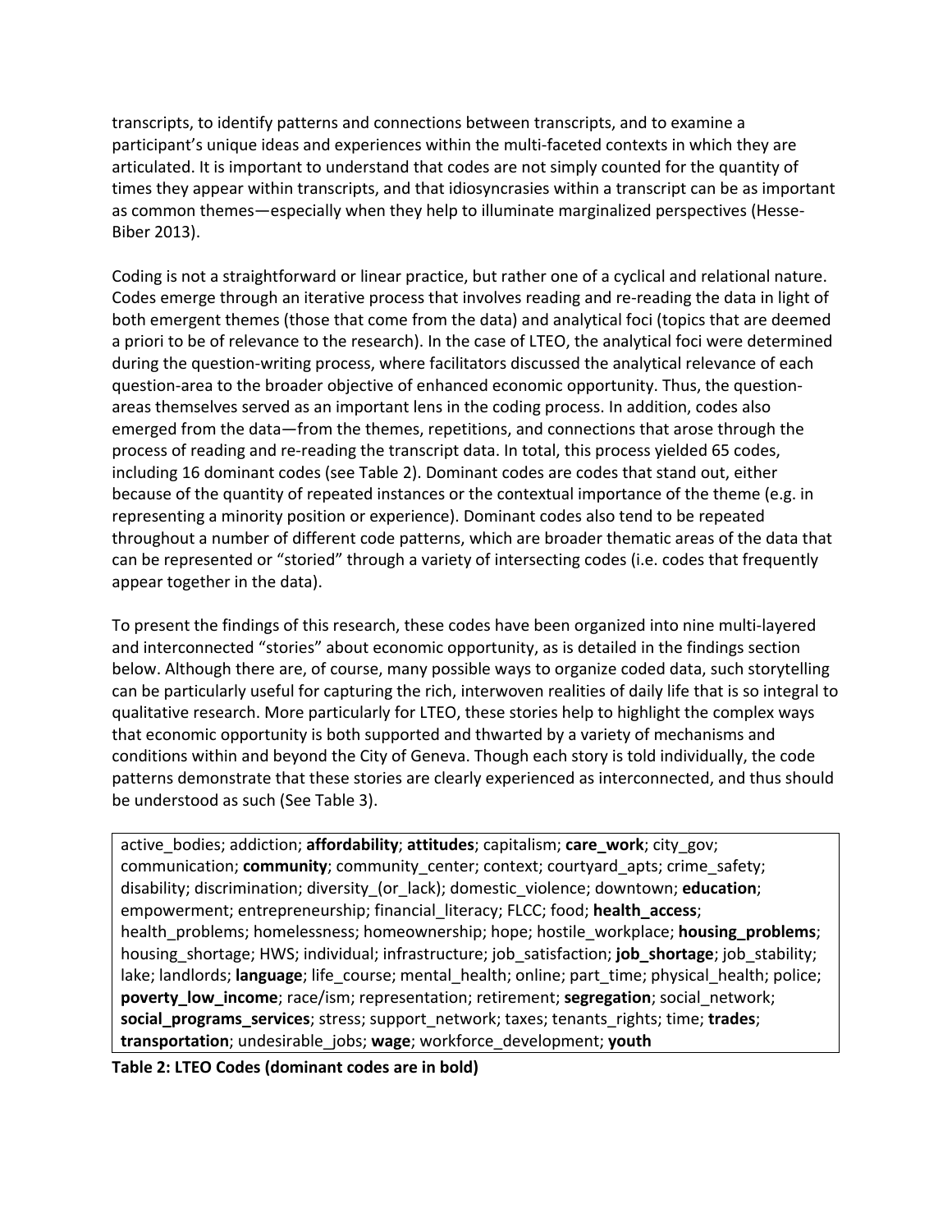transcripts, to identify patterns and connections between transcripts, and to examine a participant's unique ideas and experiences within the multi-faceted contexts in which they are articulated. It is important to understand that codes are not simply counted for the quantity of times they appear within transcripts, and that idiosyncrasies within a transcript can be as important as common themes—especially when they help to illuminate marginalized perspectives (Hesse-Biber 2013).

Coding is not a straightforward or linear practice, but rather one of a cyclical and relational nature. Codes emerge through an iterative process that involves reading and re-reading the data in light of both emergent themes (those that come from the data) and analytical foci (topics that are deemed a priori to be of relevance to the research). In the case of LTEO, the analytical foci were determined during the question-writing process, where facilitators discussed the analytical relevance of each question-area to the broader objective of enhanced economic opportunity. Thus, the question-areas themselves served as an important lens in the coding process. In addition, codes also emerged from the data—from the themes, repetitions, and connections that arose through the process of reading and re-reading the transcript data. In total, this process yielded 65 codes, including 16 dominant codes (see Table 2). Dominant codes are codes that stand out, either because of the quantity of repeated instances or the contextual importance of the theme (e.g. in representing a minority position or experience). Dominant codes also tend to be repeated throughout a number of different code patterns, which are broader thematic areas of the data that can be represented or "storied" through a variety of intersecting codes (i.e. codes that frequently appear together in the data).

To present the findings of this research, these codes have been organized into nine multi-layered and interconnected "stories" about economic opportunity, as is detailed in the findings section below. Although there are, of course, many possible ways to organize coded data, such storytelling can be particularly useful for capturing the rich, interwoven realities of daily life that is so integral to qualitative research. More particularly for LTEO, these stories help to highlight the complex ways that economic opportunity is both supported and thwarted by a variety of mechanisms and conditions within and beyond the City of Geneva. Though each story is told individually, the code patterns demonstrate that these stories are clearly experienced as interconnected, and thus should be understood as such (See Table 3).

| active_bodies; addiction; **affordability**; **attitudes**; capitalism; **care_work**; city_gov; communication; **community**; community_center; context; courtyard_apts; crime_safety; disability; discrimination; diversity_(or_lack); domestic_violence; downtown; **education**; empowerment; entrepreneurship; financial_literacy; FLCC; food; **health_access**; health_problems; homelessness; homeownership; hope; hostile_workplace; **housing_problems**; housing_shortage; HWS; individual; infrastructure; job_satisfaction; **job_shortage**; job_stability; lake; landlords; **language**; life_course; mental_health; online; part_time; physical_health; police; **poverty_low_income**; race/ism; representation; retirement; **segregation**; social_network; **social_programs_services**; stress; support_network; taxes; tenants_rights; time; **trades**; **transportation**; undesirable_jobs; **wage**; workforce_development; **youth** |
|---|

**Table 2: LTEO Codes (dominant codes are in bold)**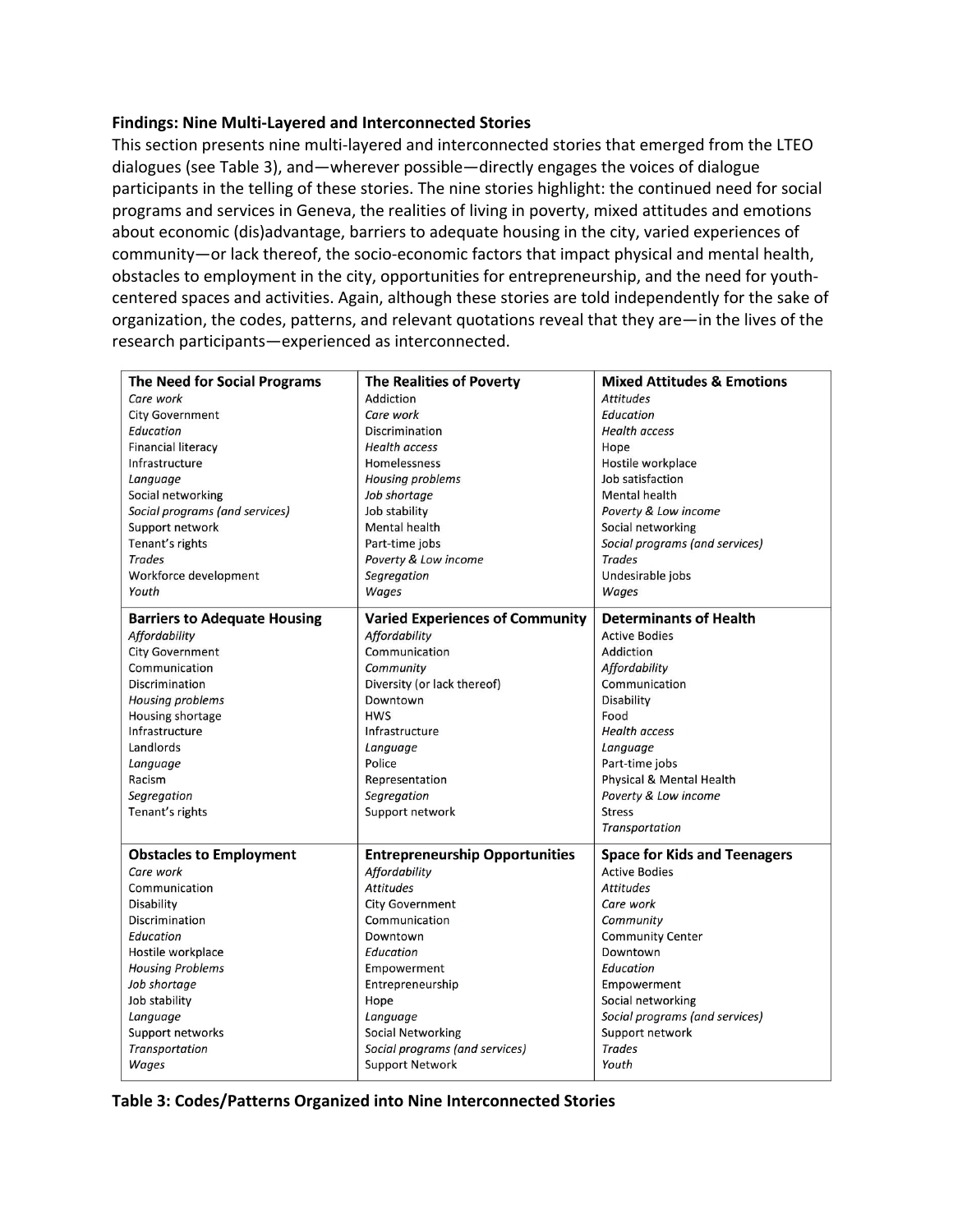**Findings: Nine Multi-Layered and Interconnected Stories**

This section presents nine multi-layered and interconnected stories that emerged from the LTEO dialogues (see Table 3), and—wherever possible—directly engages the voices of dialogue participants in the telling of these stories. The nine stories highlight: the continued need for social programs and services in Geneva, the realities of living in poverty, mixed attitudes and emotions about economic (dis)advantage, barriers to adequate housing in the city, varied experiences of community—or lack thereof, the socio-economic factors that impact physical and mental health, obstacles to employment in the city, opportunities for entrepreneurship, and the need for youth-centered spaces and activities. Again, although these stories are told independently for the sake of organization, the codes, patterns, and relevant quotations reveal that they are—in the lives of the research participants—experienced as interconnected.

| **The Need for Social Programs** | **The Realities of Poverty** | **Mixed Attitudes & Emotions** |
|---|---|---|
| *Care work* | Addiction | *Attitudes* |
| City Government | *Care work* | *Education* |
| *Education* | Discrimination | *Health access* |
| Financial literacy | *Health access* | Hope |
| Infrastructure | Homelessness | Hostile workplace |
| *Language* | *Housing problems* | Job satisfaction |
| Social networking | *Job shortage* | Mental health |
| *Social programs (and services)* | Job stability | *Poverty & Low income* |
| Support network | Mental health | Social networking |
| Tenant's rights | Part-time jobs | *Social programs (and services)* |
| *Trades* | *Poverty & Low income* | *Trades* |
| Workforce development | *Segregation* | Undesirable jobs |
| *Youth* | *Wages* | *Wages* |
| **Barriers to Adequate Housing** | **Varied Experiences of Community** | **Determinants of Health** |
| *Affordability* | *Affordability* | Active Bodies |
| City Government | Communication | Addiction |
| Communication | *Community* | *Affordability* |
| Discrimination | Diversity (or lack thereof) | Communication |
| *Housing problems* | Downtown | Disability |
| Housing shortage | HWS | Food |
| Infrastructure | Infrastructure | *Health access* |
| Landlords | *Language* | *Language* |
| *Language* | Police | Part-time jobs |
| Racism | Representation | Physical & Mental Health |
| *Segregation* | *Segregation* | *Poverty & Low income* |
| Tenant's rights | Support network | Stress |
| | | *Transportation* |
| **Obstacles to Employment** | **Entrepreneurship Opportunities** | **Space for Kids and Teenagers** |
| *Care work* | *Affordability* | Active Bodies |
| Communication | *Attitudes* | *Attitudes* |
| Disability | City Government | *Care work* |
| Discrimination | Communication | *Community* |
| *Education* | Downtown | Community Center |
| Hostile workplace | *Education* | Downtown |
| *Housing Problems* | Empowerment | *Education* |
| *Job shortage* | Entrepreneurship | Empowerment |
| Job stability | Hope | Social networking |
| *Language* | *Language* | *Social programs (and services)* |
| Support networks | Social Networking | Support network |
| *Transportation* | *Social programs (and services)* | *Trades* |
| *Wages* | Support Network | *Youth* |

**Table 3: Codes/Patterns Organized into Nine Interconnected Stories**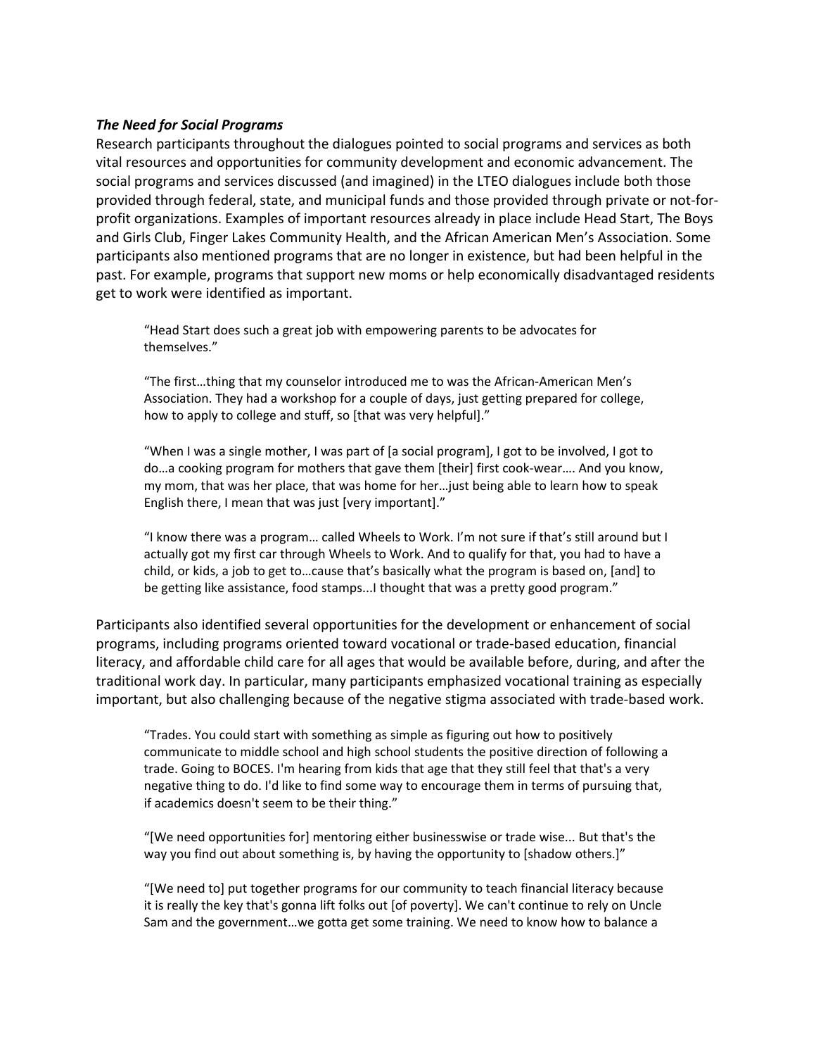### *The Need for Social Programs*

Research participants throughout the dialogues pointed to social programs and services as both vital resources and opportunities for community development and economic advancement. The social programs and services discussed (and imagined) in the LTEO dialogues include both those provided through federal, state, and municipal funds and those provided through private or not-for-profit organizations. Examples of important resources already in place include Head Start, The Boys and Girls Club, Finger Lakes Community Health, and the African American Men's Association. Some participants also mentioned programs that are no longer in existence, but had been helpful in the past. For example, programs that support new moms or help economically disadvantaged residents get to work were identified as important.

> "Head Start does such a great job with empowering parents to be advocates for themselves."
>
> "The first…thing that my counselor introduced me to was the African-American Men's Association. They had a workshop for a couple of days, just getting prepared for college, how to apply to college and stuff, so [that was very helpful]."
>
> "When I was a single mother, I was part of [a social program], I got to be involved, I got to do…a cooking program for mothers that gave them [their] first cook-wear…. And you know, my mom, that was her place, that was home for her…just being able to learn how to speak English there, I mean that was just [very important]."
>
> "I know there was a program… called Wheels to Work. I'm not sure if that's still around but I actually got my first car through Wheels to Work. And to qualify for that, you had to have a child, or kids, a job to get to…cause that's basically what the program is based on, [and] to be getting like assistance, food stamps...I thought that was a pretty good program."

Participants also identified several opportunities for the development or enhancement of social programs, including programs oriented toward vocational or trade-based education, financial literacy, and affordable child care for all ages that would be available before, during, and after the traditional work day. In particular, many participants emphasized vocational training as especially important, but also challenging because of the negative stigma associated with trade-based work.

> "Trades. You could start with something as simple as figuring out how to positively communicate to middle school and high school students the positive direction of following a trade. Going to BOCES. I'm hearing from kids that age that they still feel that that's a very negative thing to do. I'd like to find some way to encourage them in terms of pursuing that, if academics doesn't seem to be their thing."
>
> "[We need opportunities for] mentoring either businesswise or trade wise... But that's the way you find out about something is, by having the opportunity to [shadow others.]"
>
> "[We need to] put together programs for our community to teach financial literacy because it is really the key that's gonna lift folks out [of poverty]. We can't continue to rely on Uncle Sam and the government…we gotta get some training. We need to know how to balance a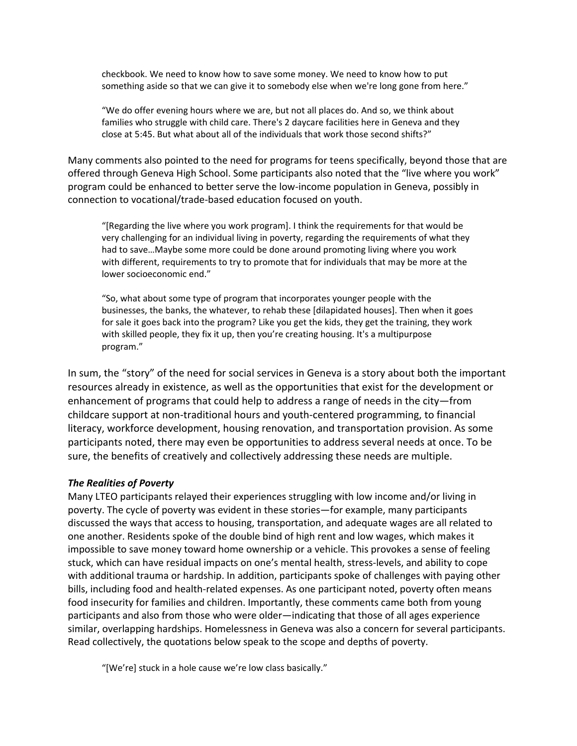> checkbook. We need to know how to save some money. We need to know how to put something aside so that we can give it to somebody else when we're long gone from here."

> "We do offer evening hours where we are, but not all places do. And so, we think about families who struggle with child care. There's 2 daycare facilities here in Geneva and they close at 5:45. But what about all of the individuals that work those second shifts?"

Many comments also pointed to the need for programs for teens specifically, beyond those that are offered through Geneva High School. Some participants also noted that the "live where you work" program could be enhanced to better serve the low-income population in Geneva, possibly in connection to vocational/trade-based education focused on youth.

> "[Regarding the live where you work program]. I think the requirements for that would be very challenging for an individual living in poverty, regarding the requirements of what they had to save…Maybe some more could be done around promoting living where you work with different, requirements to try to promote that for individuals that may be more at the lower socioeconomic end."

> "So, what about some type of program that incorporates younger people with the businesses, the banks, the whatever, to rehab these [dilapidated houses]. Then when it goes for sale it goes back into the program? Like you get the kids, they get the training, they work with skilled people, they fix it up, then you're creating housing. It's a multipurpose program."

In sum, the "story" of the need for social services in Geneva is a story about both the important resources already in existence, as well as the opportunities that exist for the development or enhancement of programs that could help to address a range of needs in the city—from childcare support at non-traditional hours and youth-centered programming, to financial literacy, workforce development, housing renovation, and transportation provision. As some participants noted, there may even be opportunities to address several needs at once. To be sure, the benefits of creatively and collectively addressing these needs are multiple.

### ***The Realities of Poverty***

Many LTEO participants relayed their experiences struggling with low income and/or living in poverty. The cycle of poverty was evident in these stories—for example, many participants discussed the ways that access to housing, transportation, and adequate wages are all related to one another. Residents spoke of the double bind of high rent and low wages, which makes it impossible to save money toward home ownership or a vehicle. This provokes a sense of feeling stuck, which can have residual impacts on one's mental health, stress-levels, and ability to cope with additional trauma or hardship. In addition, participants spoke of challenges with paying other bills, including food and health-related expenses. As one participant noted, poverty often means food insecurity for families and children. Importantly, these comments came both from young participants and also from those who were older—indicating that those of all ages experience similar, overlapping hardships. Homelessness in Geneva was also a concern for several participants. Read collectively, the quotations below speak to the scope and depths of poverty.

> "[We're] stuck in a hole cause we're low class basically."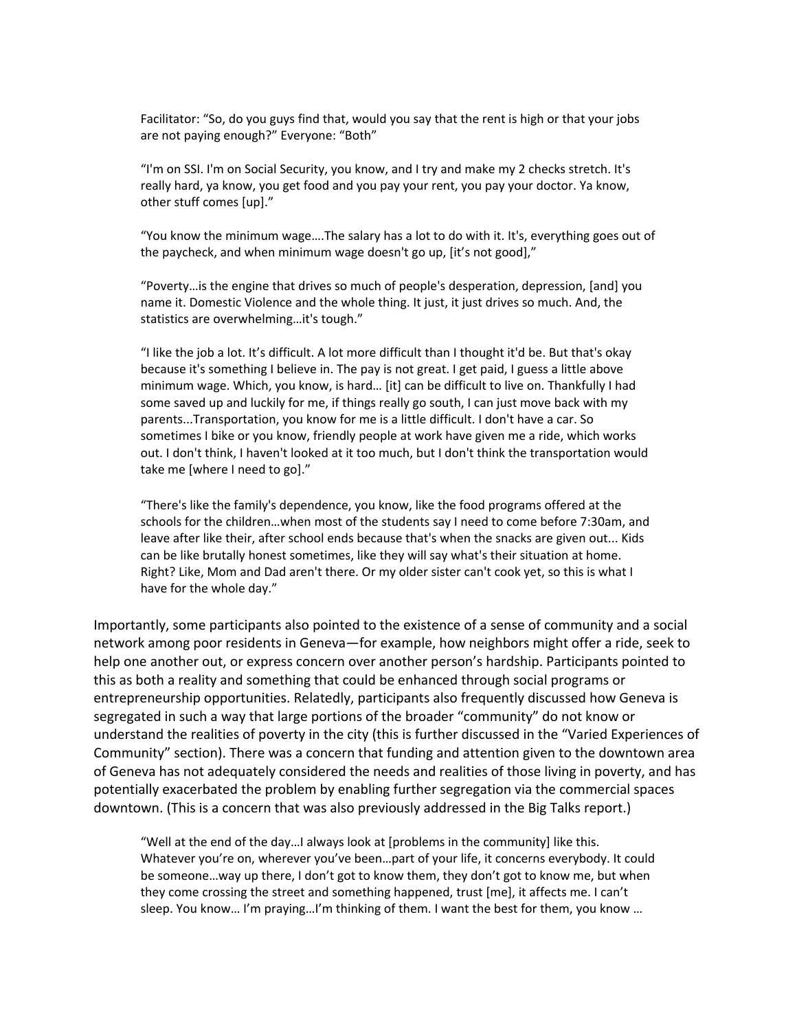> Facilitator: "So, do you guys find that, would you say that the rent is high or that your jobs are not paying enough?" Everyone: "Both"
>
> "I'm on SSI. I'm on Social Security, you know, and I try and make my 2 checks stretch. It's really hard, ya know, you get food and you pay your rent, you pay your doctor. Ya know, other stuff comes [up]."
>
> "You know the minimum wage….The salary has a lot to do with it. It's, everything goes out of the paycheck, and when minimum wage doesn't go up, [it's not good],"
>
> "Poverty…is the engine that drives so much of people's desperation, depression, [and] you name it. Domestic Violence and the whole thing. It just, it just drives so much. And, the statistics are overwhelming…it's tough."
>
> "I like the job a lot. It's difficult. A lot more difficult than I thought it'd be. But that's okay because it's something I believe in. The pay is not great. I get paid, I guess a little above minimum wage. Which, you know, is hard… [it] can be difficult to live on. Thankfully I had some saved up and luckily for me, if things really go south, I can just move back with my parents...Transportation, you know for me is a little difficult. I don't have a car. So sometimes I bike or you know, friendly people at work have given me a ride, which works out. I don't think, I haven't looked at it too much, but I don't think the transportation would take me [where I need to go]."
>
> "There's like the family's dependence, you know, like the food programs offered at the schools for the children…when most of the students say I need to come before 7:30am, and leave after like their, after school ends because that's when the snacks are given out... Kids can be like brutally honest sometimes, like they will say what's their situation at home. Right? Like, Mom and Dad aren't there. Or my older sister can't cook yet, so this is what I have for the whole day."

Importantly, some participants also pointed to the existence of a sense of community and a social network among poor residents in Geneva—for example, how neighbors might offer a ride, seek to help one another out, or express concern over another person's hardship. Participants pointed to this as both a reality and something that could be enhanced through social programs or entrepreneurship opportunities. Relatedly, participants also frequently discussed how Geneva is segregated in such a way that large portions of the broader "community" do not know or understand the realities of poverty in the city (this is further discussed in the "Varied Experiences of Community" section). There was a concern that funding and attention given to the downtown area of Geneva has not adequately considered the needs and realities of those living in poverty, and has potentially exacerbated the problem by enabling further segregation via the commercial spaces downtown. (This is a concern that was also previously addressed in the Big Talks report.)

> "Well at the end of the day…I always look at [problems in the community] like this. Whatever you're on, wherever you've been…part of your life, it concerns everybody. It could be someone…way up there, I don't got to know them, they don't got to know me, but when they come crossing the street and something happened, trust [me], it affects me. I can't sleep. You know… I'm praying…I'm thinking of them. I want the best for them, you know …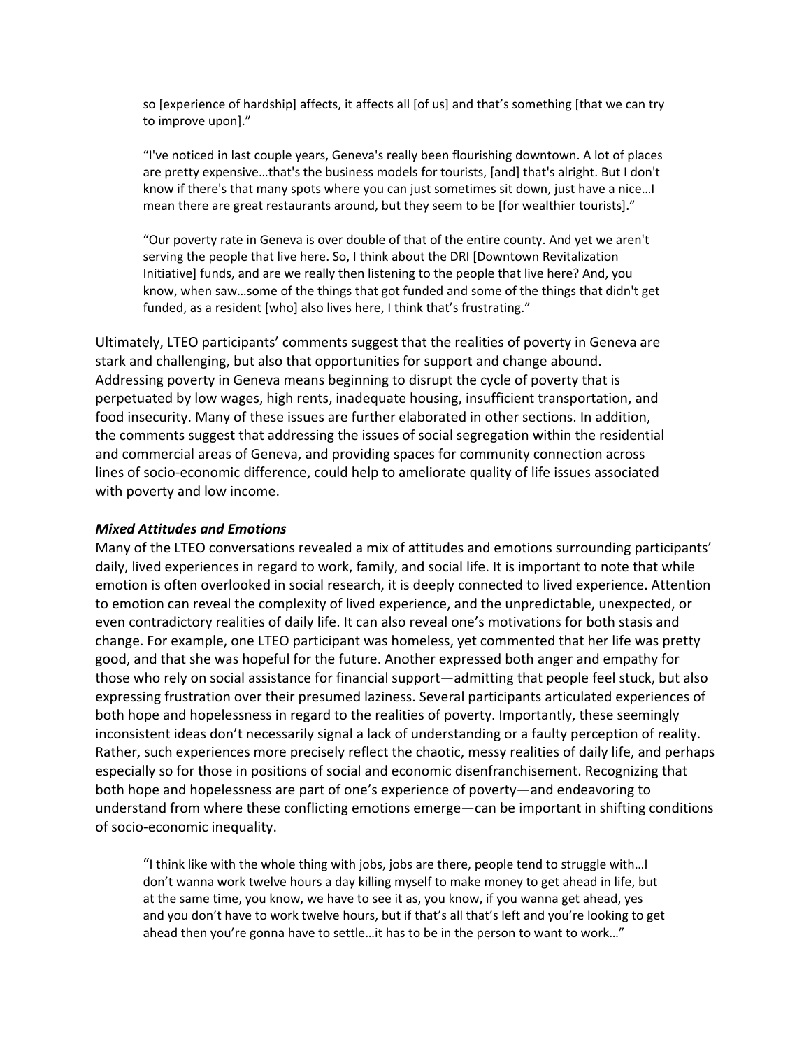> so [experience of hardship] affects, it affects all [of us] and that's something [that we can try to improve upon]."

> "I've noticed in last couple years, Geneva's really been flourishing downtown. A lot of places are pretty expensive…that's the business models for tourists, [and] that's alright. But I don't know if there's that many spots where you can just sometimes sit down, just have a nice…I mean there are great restaurants around, but they seem to be [for wealthier tourists]."

> "Our poverty rate in Geneva is over double of that of the entire county. And yet we aren't serving the people that live here. So, I think about the DRI [Downtown Revitalization Initiative] funds, and are we really then listening to the people that live here? And, you know, when saw…some of the things that got funded and some of the things that didn't get funded, as a resident [who] also lives here, I think that's frustrating."

Ultimately, LTEO participants' comments suggest that the realities of poverty in Geneva are stark and challenging, but also that opportunities for support and change abound. Addressing poverty in Geneva means beginning to disrupt the cycle of poverty that is perpetuated by low wages, high rents, inadequate housing, insufficient transportation, and food insecurity. Many of these issues are further elaborated in other sections. In addition, the comments suggest that addressing the issues of social segregation within the residential and commercial areas of Geneva, and providing spaces for community connection across lines of socio-economic difference, could help to ameliorate quality of life issues associated with poverty and low income.

### *Mixed Attitudes and Emotions*

Many of the LTEO conversations revealed a mix of attitudes and emotions surrounding participants' daily, lived experiences in regard to work, family, and social life. It is important to note that while emotion is often overlooked in social research, it is deeply connected to lived experience. Attention to emotion can reveal the complexity of lived experience, and the unpredictable, unexpected, or even contradictory realities of daily life. It can also reveal one's motivations for both stasis and change. For example, one LTEO participant was homeless, yet commented that her life was pretty good, and that she was hopeful for the future. Another expressed both anger and empathy for those who rely on social assistance for financial support—admitting that people feel stuck, but also expressing frustration over their presumed laziness. Several participants articulated experiences of both hope and hopelessness in regard to the realities of poverty. Importantly, these seemingly inconsistent ideas don't necessarily signal a lack of understanding or a faulty perception of reality. Rather, such experiences more precisely reflect the chaotic, messy realities of daily life, and perhaps especially so for those in positions of social and economic disenfranchisement. Recognizing that both hope and hopelessness are part of one's experience of poverty—and endeavoring to understand from where these conflicting emotions emerge—can be important in shifting conditions of socio-economic inequality.

> "I think like with the whole thing with jobs, jobs are there, people tend to struggle with…I don't wanna work twelve hours a day killing myself to make money to get ahead in life, but at the same time, you know, we have to see it as, you know, if you wanna get ahead, yes and you don't have to work twelve hours, but if that's all that's left and you're looking to get ahead then you're gonna have to settle…it has to be in the person to want to work…"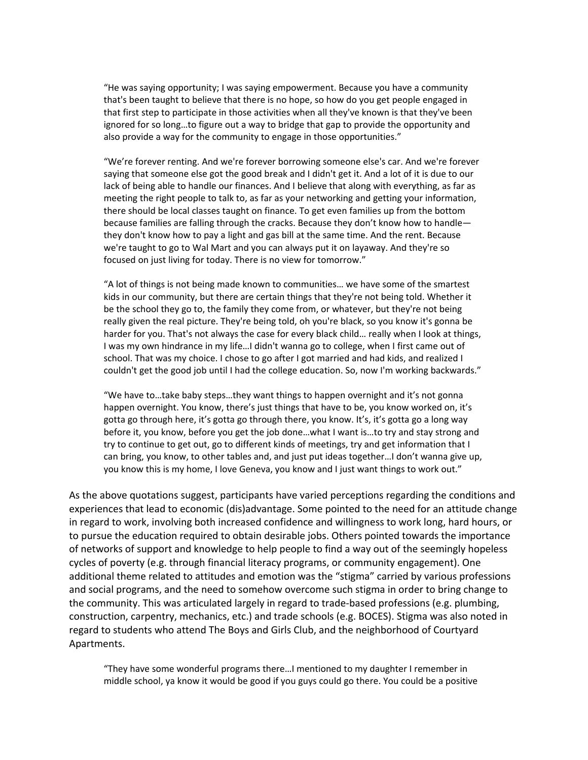> "He was saying opportunity; I was saying empowerment. Because you have a community that's been taught to believe that there is no hope, so how do you get people engaged in that first step to participate in those activities when all they've known is that they've been ignored for so long…to figure out a way to bridge that gap to provide the opportunity and also provide a way for the community to engage in those opportunities."

> "We're forever renting. And we're forever borrowing someone else's car. And we're forever saying that someone else got the good break and I didn't get it. And a lot of it is due to our lack of being able to handle our finances. And I believe that along with everything, as far as meeting the right people to talk to, as far as your networking and getting your information, there should be local classes taught on finance. To get even families up from the bottom because families are falling through the cracks. Because they don't know how to handle—they don't know how to pay a light and gas bill at the same time. And the rent. Because we're taught to go to Wal Mart and you can always put it on layaway. And they're so focused on just living for today. There is no view for tomorrow."

> "A lot of things is not being made known to communities… we have some of the smartest kids in our community, but there are certain things that they're not being told. Whether it be the school they go to, the family they come from, or whatever, but they're not being really given the real picture. They're being told, oh you're black, so you know it's gonna be harder for you. That's not always the case for every black child… really when I look at things, I was my own hindrance in my life…I didn't wanna go to college, when I first came out of school. That was my choice. I chose to go after I got married and had kids, and realized I couldn't get the good job until I had the college education. So, now I'm working backwards."

> "We have to…take baby steps…they want things to happen overnight and it's not gonna happen overnight. You know, there's just things that have to be, you know worked on, it's gotta go through here, it's gotta go through there, you know. It's, it's gotta go a long way before it, you know, before you get the job done…what I want is…to try and stay strong and try to continue to get out, go to different kinds of meetings, try and get information that I can bring, you know, to other tables and, and just put ideas together…I don't wanna give up, you know this is my home, I love Geneva, you know and I just want things to work out."

As the above quotations suggest, participants have varied perceptions regarding the conditions and experiences that lead to economic (dis)advantage. Some pointed to the need for an attitude change in regard to work, involving both increased confidence and willingness to work long, hard hours, or to pursue the education required to obtain desirable jobs. Others pointed towards the importance of networks of support and knowledge to help people to find a way out of the seemingly hopeless cycles of poverty (e.g. through financial literacy programs, or community engagement). One additional theme related to attitudes and emotion was the "stigma" carried by various professions and social programs, and the need to somehow overcome such stigma in order to bring change to the community. This was articulated largely in regard to trade-based professions (e.g. plumbing, construction, carpentry, mechanics, etc.) and trade schools (e.g. BOCES). Stigma was also noted in regard to students who attend The Boys and Girls Club, and the neighborhood of Courtyard Apartments.

> "They have some wonderful programs there…I mentioned to my daughter I remember in middle school, ya know it would be good if you guys could go there. You could be a positive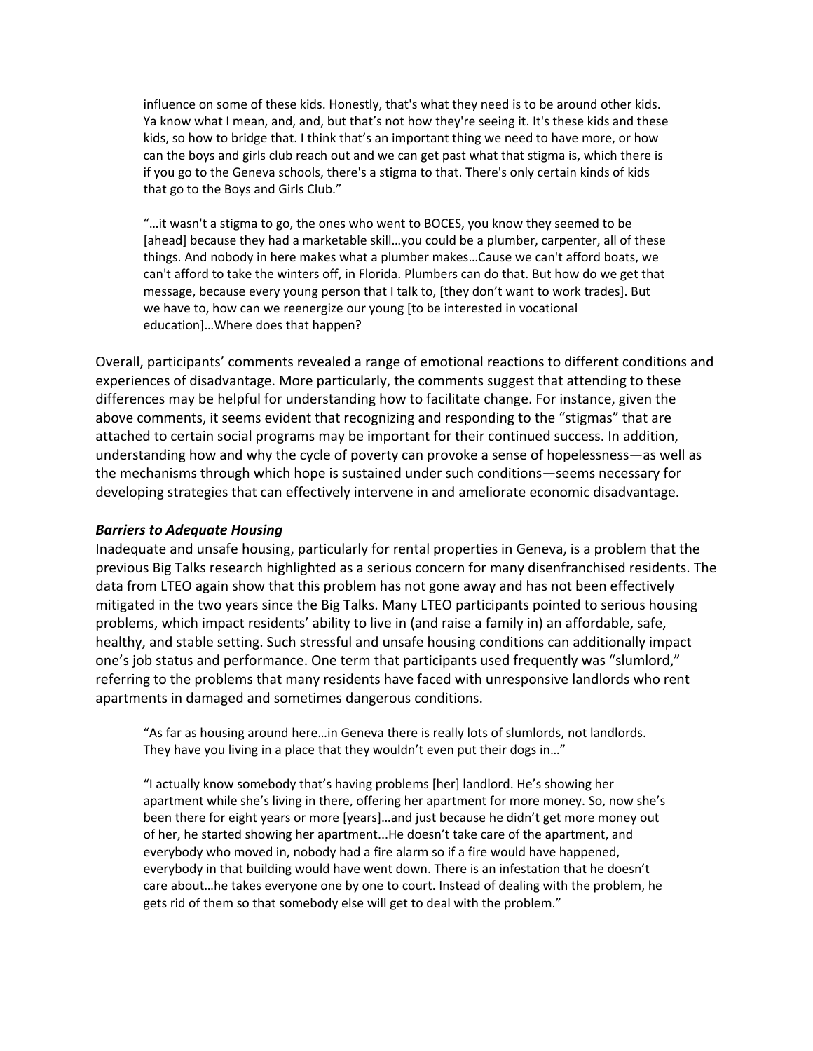influence on some of these kids. Honestly, that's what they need is to be around other kids. Ya know what I mean, and, and, but that's not how they're seeing it. It's these kids and these kids, so how to bridge that. I think that's an important thing we need to have more, or how can the boys and girls club reach out and we can get past what that stigma is, which there is if you go to the Geneva schools, there's a stigma to that. There's only certain kinds of kids that go to the Boys and Girls Club."

> "…it wasn't a stigma to go, the ones who went to BOCES, you know they seemed to be [ahead] because they had a marketable skill…you could be a plumber, carpenter, all of these things. And nobody in here makes what a plumber makes…Cause we can't afford boats, we can't afford to take the winters off, in Florida. Plumbers can do that. But how do we get that message, because every young person that I talk to, [they don't want to work trades]. But we have to, how can we reenergize our young [to be interested in vocational education]…Where does that happen?

Overall, participants' comments revealed a range of emotional reactions to different conditions and experiences of disadvantage. More particularly, the comments suggest that attending to these differences may be helpful for understanding how to facilitate change. For instance, given the above comments, it seems evident that recognizing and responding to the "stigmas" that are attached to certain social programs may be important for their continued success. In addition, understanding how and why the cycle of poverty can provoke a sense of hopelessness—as well as the mechanisms through which hope is sustained under such conditions—seems necessary for developing strategies that can effectively intervene in and ameliorate economic disadvantage.

### *Barriers to Adequate Housing*

Inadequate and unsafe housing, particularly for rental properties in Geneva, is a problem that the previous Big Talks research highlighted as a serious concern for many disenfranchised residents. The data from LTEO again show that this problem has not gone away and has not been effectively mitigated in the two years since the Big Talks. Many LTEO participants pointed to serious housing problems, which impact residents' ability to live in (and raise a family in) an affordable, safe, healthy, and stable setting. Such stressful and unsafe housing conditions can additionally impact one's job status and performance. One term that participants used frequently was "slumlord," referring to the problems that many residents have faced with unresponsive landlords who rent apartments in damaged and sometimes dangerous conditions.

> "As far as housing around here…in Geneva there is really lots of slumlords, not landlords. They have you living in a place that they wouldn't even put their dogs in…"

> "I actually know somebody that's having problems [her] landlord. He's showing her apartment while she's living in there, offering her apartment for more money. So, now she's been there for eight years or more [years]…and just because he didn't get more money out of her, he started showing her apartment...He doesn't take care of the apartment, and everybody who moved in, nobody had a fire alarm so if a fire would have happened, everybody in that building would have went down. There is an infestation that he doesn't care about…he takes everyone one by one to court. Instead of dealing with the problem, he gets rid of them so that somebody else will get to deal with the problem."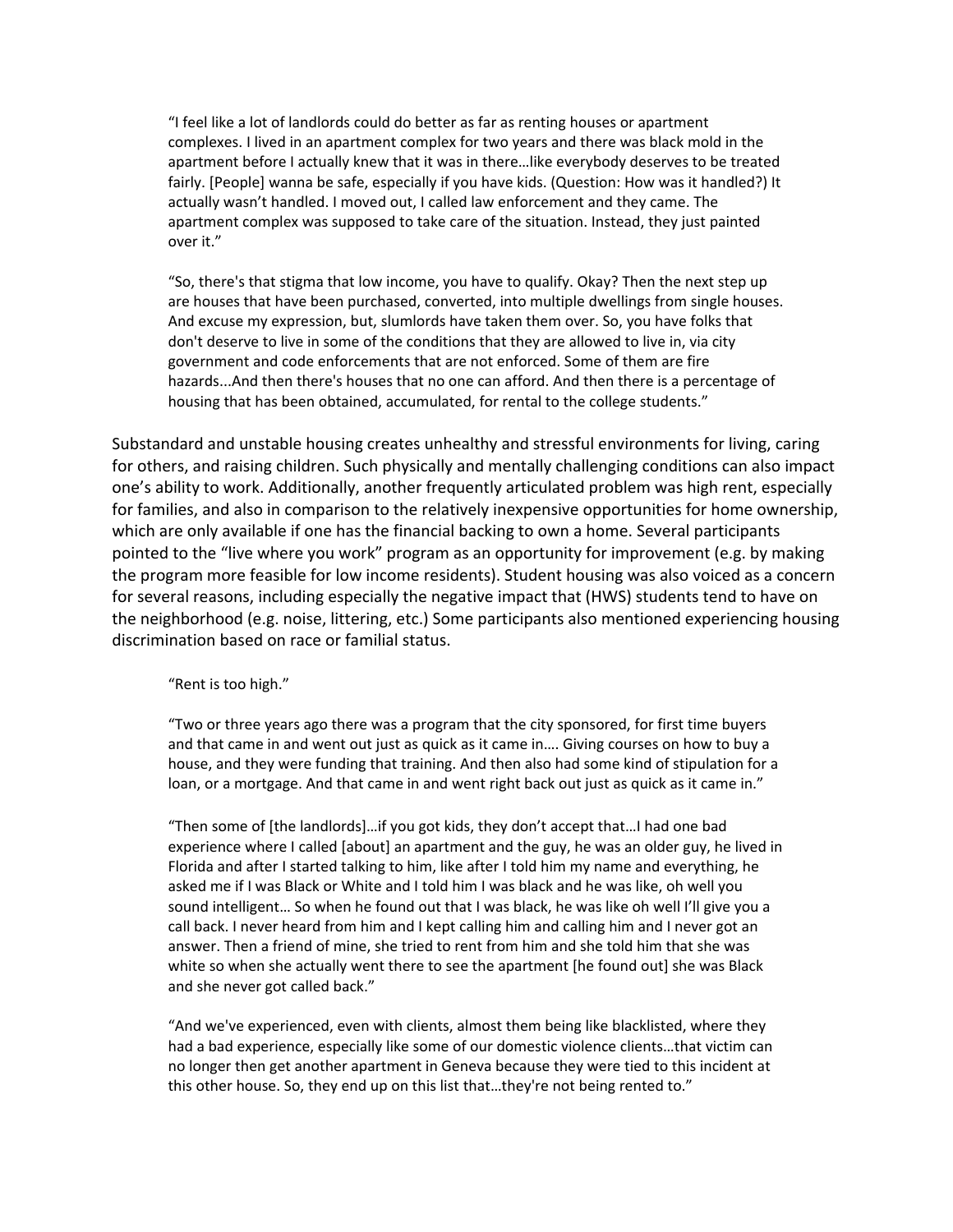> "I feel like a lot of landlords could do better as far as renting houses or apartment complexes. I lived in an apartment complex for two years and there was black mold in the apartment before I actually knew that it was in there…like everybody deserves to be treated fairly. [People] wanna be safe, especially if you have kids. (Question: How was it handled?) It actually wasn't handled. I moved out, I called law enforcement and they came. The apartment complex was supposed to take care of the situation. Instead, they just painted over it."

> "So, there's that stigma that low income, you have to qualify. Okay? Then the next step up are houses that have been purchased, converted, into multiple dwellings from single houses. And excuse my expression, but, slumlords have taken them over. So, you have folks that don't deserve to live in some of the conditions that they are allowed to live in, via city government and code enforcements that are not enforced. Some of them are fire hazards...And then there's houses that no one can afford. And then there is a percentage of housing that has been obtained, accumulated, for rental to the college students."

Substandard and unstable housing creates unhealthy and stressful environments for living, caring for others, and raising children. Such physically and mentally challenging conditions can also impact one's ability to work. Additionally, another frequently articulated problem was high rent, especially for families, and also in comparison to the relatively inexpensive opportunities for home ownership, which are only available if one has the financial backing to own a home. Several participants pointed to the "live where you work" program as an opportunity for improvement (e.g. by making the program more feasible for low income residents). Student housing was also voiced as a concern for several reasons, including especially the negative impact that (HWS) students tend to have on the neighborhood (e.g. noise, littering, etc.) Some participants also mentioned experiencing housing discrimination based on race or familial status.

> "Rent is too high."

> "Two or three years ago there was a program that the city sponsored, for first time buyers and that came in and went out just as quick as it came in…. Giving courses on how to buy a house, and they were funding that training. And then also had some kind of stipulation for a loan, or a mortgage. And that came in and went right back out just as quick as it came in."

> "Then some of [the landlords]…if you got kids, they don't accept that…I had one bad experience where I called [about] an apartment and the guy, he was an older guy, he lived in Florida and after I started talking to him, like after I told him my name and everything, he asked me if I was Black or White and I told him I was black and he was like, oh well you sound intelligent… So when he found out that I was black, he was like oh well I'll give you a call back. I never heard from him and I kept calling him and calling him and I never got an answer. Then a friend of mine, she tried to rent from him and she told him that she was white so when she actually went there to see the apartment [he found out] she was Black and she never got called back."

> "And we've experienced, even with clients, almost them being like blacklisted, where they had a bad experience, especially like some of our domestic violence clients…that victim can no longer then get another apartment in Geneva because they were tied to this incident at this other house. So, they end up on this list that…they're not being rented to."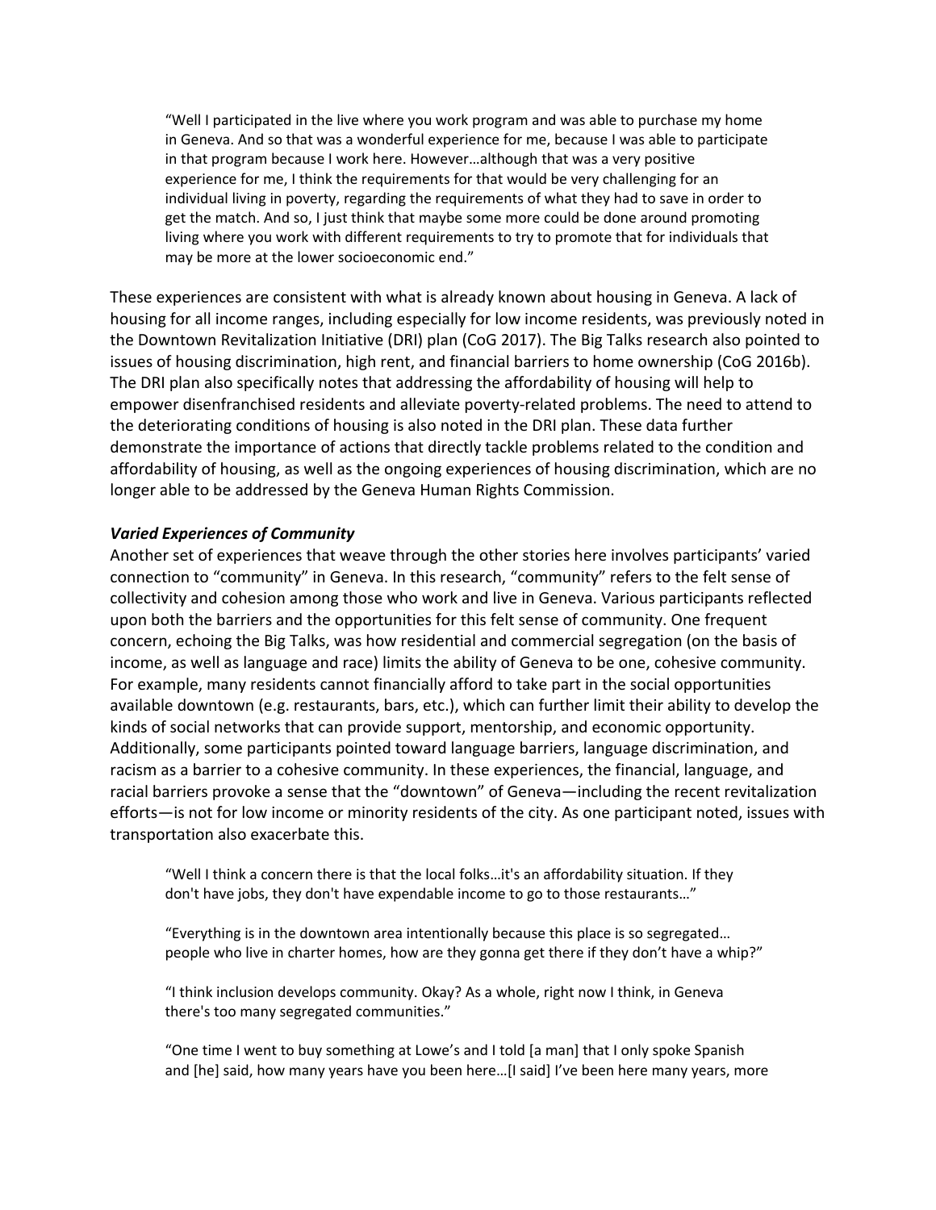> "Well I participated in the live where you work program and was able to purchase my home in Geneva. And so that was a wonderful experience for me, because I was able to participate in that program because I work here. However…although that was a very positive experience for me, I think the requirements for that would be very challenging for an individual living in poverty, regarding the requirements of what they had to save in order to get the match. And so, I just think that maybe some more could be done around promoting living where you work with different requirements to try to promote that for individuals that may be more at the lower socioeconomic end."

These experiences are consistent with what is already known about housing in Geneva. A lack of housing for all income ranges, including especially for low income residents, was previously noted in the Downtown Revitalization Initiative (DRI) plan (CoG 2017). The Big Talks research also pointed to issues of housing discrimination, high rent, and financial barriers to home ownership (CoG 2016b). The DRI plan also specifically notes that addressing the affordability of housing will help to empower disenfranchised residents and alleviate poverty-related problems. The need to attend to the deteriorating conditions of housing is also noted in the DRI plan. These data further demonstrate the importance of actions that directly tackle problems related to the condition and affordability of housing, as well as the ongoing experiences of housing discrimination, which are no longer able to be addressed by the Geneva Human Rights Commission.

***Varied Experiences of Community***

Another set of experiences that weave through the other stories here involves participants' varied connection to "community" in Geneva. In this research, "community" refers to the felt sense of collectivity and cohesion among those who work and live in Geneva. Various participants reflected upon both the barriers and the opportunities for this felt sense of community. One frequent concern, echoing the Big Talks, was how residential and commercial segregation (on the basis of income, as well as language and race) limits the ability of Geneva to be one, cohesive community. For example, many residents cannot financially afford to take part in the social opportunities available downtown (e.g. restaurants, bars, etc.), which can further limit their ability to develop the kinds of social networks that can provide support, mentorship, and economic opportunity. Additionally, some participants pointed toward language barriers, language discrimination, and racism as a barrier to a cohesive community. In these experiences, the financial, language, and racial barriers provoke a sense that the "downtown" of Geneva—including the recent revitalization efforts—is not for low income or minority residents of the city. As one participant noted, issues with transportation also exacerbate this.

> "Well I think a concern there is that the local folks…it's an affordability situation. If they don't have jobs, they don't have expendable income to go to those restaurants…"

> "Everything is in the downtown area intentionally because this place is so segregated… people who live in charter homes, how are they gonna get there if they don't have a whip?"

> "I think inclusion develops community. Okay? As a whole, right now I think, in Geneva there's too many segregated communities."

> "One time I went to buy something at Lowe's and I told [a man] that I only spoke Spanish and [he] said, how many years have you been here…[I said] I've been here many years, more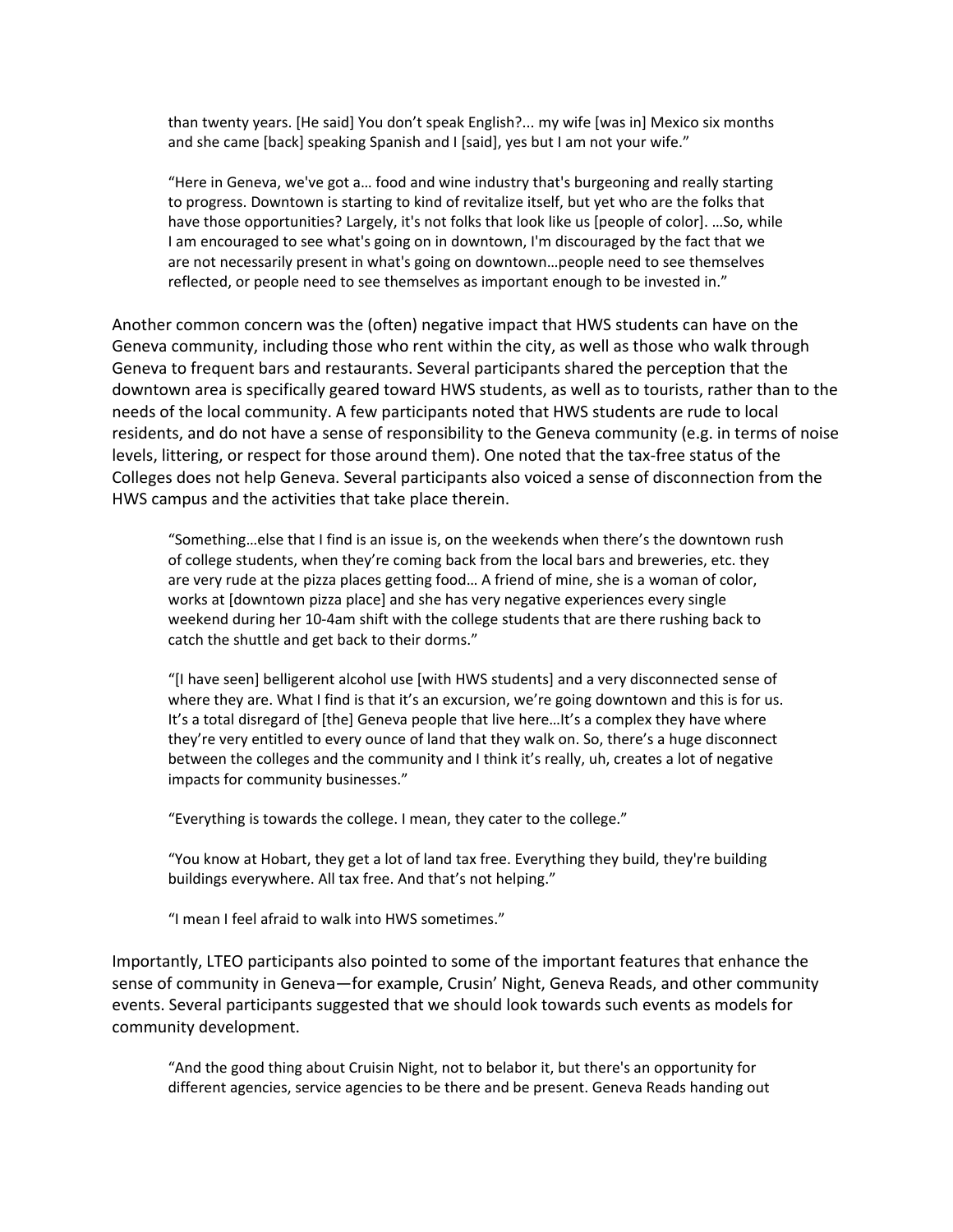> than twenty years. [He said] You don't speak English?... my wife [was in] Mexico six months and she came [back] speaking Spanish and I [said], yes but I am not your wife."

> "Here in Geneva, we've got a… food and wine industry that's burgeoning and really starting to progress. Downtown is starting to kind of revitalize itself, but yet who are the folks that have those opportunities? Largely, it's not folks that look like us [people of color]. …So, while I am encouraged to see what's going on in downtown, I'm discouraged by the fact that we are not necessarily present in what's going on downtown…people need to see themselves reflected, or people need to see themselves as important enough to be invested in."

Another common concern was the (often) negative impact that HWS students can have on the Geneva community, including those who rent within the city, as well as those who walk through Geneva to frequent bars and restaurants. Several participants shared the perception that the downtown area is specifically geared toward HWS students, as well as to tourists, rather than to the needs of the local community. A few participants noted that HWS students are rude to local residents, and do not have a sense of responsibility to the Geneva community (e.g. in terms of noise levels, littering, or respect for those around them). One noted that the tax-free status of the Colleges does not help Geneva. Several participants also voiced a sense of disconnection from the HWS campus and the activities that take place therein.

> "Something…else that I find is an issue is, on the weekends when there's the downtown rush of college students, when they're coming back from the local bars and breweries, etc. they are very rude at the pizza places getting food… A friend of mine, she is a woman of color, works at [downtown pizza place] and she has very negative experiences every single weekend during her 10-4am shift with the college students that are there rushing back to catch the shuttle and get back to their dorms."

> "[I have seen] belligerent alcohol use [with HWS students] and a very disconnected sense of where they are. What I find is that it's an excursion, we're going downtown and this is for us. It's a total disregard of [the] Geneva people that live here…It's a complex they have where they're very entitled to every ounce of land that they walk on. So, there's a huge disconnect between the colleges and the community and I think it's really, uh, creates a lot of negative impacts for community businesses."

> "Everything is towards the college. I mean, they cater to the college."

> "You know at Hobart, they get a lot of land tax free. Everything they build, they're building buildings everywhere. All tax free. And that's not helping."

> "I mean I feel afraid to walk into HWS sometimes."

Importantly, LTEO participants also pointed to some of the important features that enhance the sense of community in Geneva—for example, Crusin' Night, Geneva Reads, and other community events. Several participants suggested that we should look towards such events as models for community development.

> "And the good thing about Cruisin Night, not to belabor it, but there's an opportunity for different agencies, service agencies to be there and be present. Geneva Reads handing out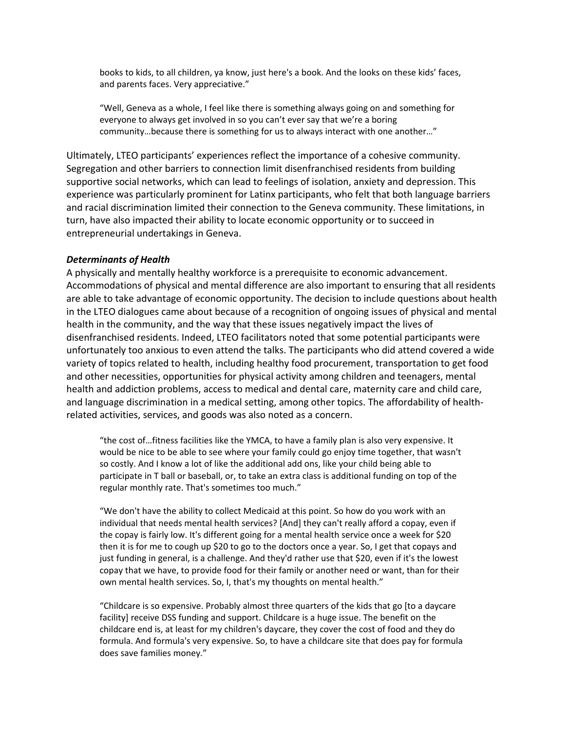> books to kids, to all children, ya know, just here's a book. And the looks on these kids' faces, and parents faces. Very appreciative."

> "Well, Geneva as a whole, I feel like there is something always going on and something for everyone to always get involved in so you can't ever say that we're a boring community…because there is something for us to always interact with one another…"

Ultimately, LTEO participants' experiences reflect the importance of a cohesive community. Segregation and other barriers to connection limit disenfranchised residents from building supportive social networks, which can lead to feelings of isolation, anxiety and depression. This experience was particularly prominent for Latinx participants, who felt that both language barriers and racial discrimination limited their connection to the Geneva community. These limitations, in turn, have also impacted their ability to locate economic opportunity or to succeed in entrepreneurial undertakings in Geneva.

### *Determinants of Health*

A physically and mentally healthy workforce is a prerequisite to economic advancement. Accommodations of physical and mental difference are also important to ensuring that all residents are able to take advantage of economic opportunity. The decision to include questions about health in the LTEO dialogues came about because of a recognition of ongoing issues of physical and mental health in the community, and the way that these issues negatively impact the lives of disenfranchised residents. Indeed, LTEO facilitators noted that some potential participants were unfortunately too anxious to even attend the talks. The participants who did attend covered a wide variety of topics related to health, including healthy food procurement, transportation to get food and other necessities, opportunities for physical activity among children and teenagers, mental health and addiction problems, access to medical and dental care, maternity care and child care, and language discrimination in a medical setting, among other topics. The affordability of health-related activities, services, and goods was also noted as a concern.

> "the cost of…fitness facilities like the YMCA, to have a family plan is also very expensive. It would be nice to be able to see where your family could go enjoy time together, that wasn't so costly. And I know a lot of like the additional add ons, like your child being able to participate in T ball or baseball, or, to take an extra class is additional funding on top of the regular monthly rate. That's sometimes too much."

> "We don't have the ability to collect Medicaid at this point. So how do you work with an individual that needs mental health services? [And] they can't really afford a copay, even if the copay is fairly low. It's different going for a mental health service once a week for $20 then it is for me to cough up $20 to go to the doctors once a year. So, I get that copays and just funding in general, is a challenge. And they'd rather use that $20, even if it's the lowest copay that we have, to provide food for their family or another need or want, than for their own mental health services. So, I, that's my thoughts on mental health."

> "Childcare is so expensive. Probably almost three quarters of the kids that go [to a daycare facility] receive DSS funding and support. Childcare is a huge issue. The benefit on the childcare end is, at least for my children's daycare, they cover the cost of food and they do formula. And formula's very expensive. So, to have a childcare site that does pay for formula does save families money."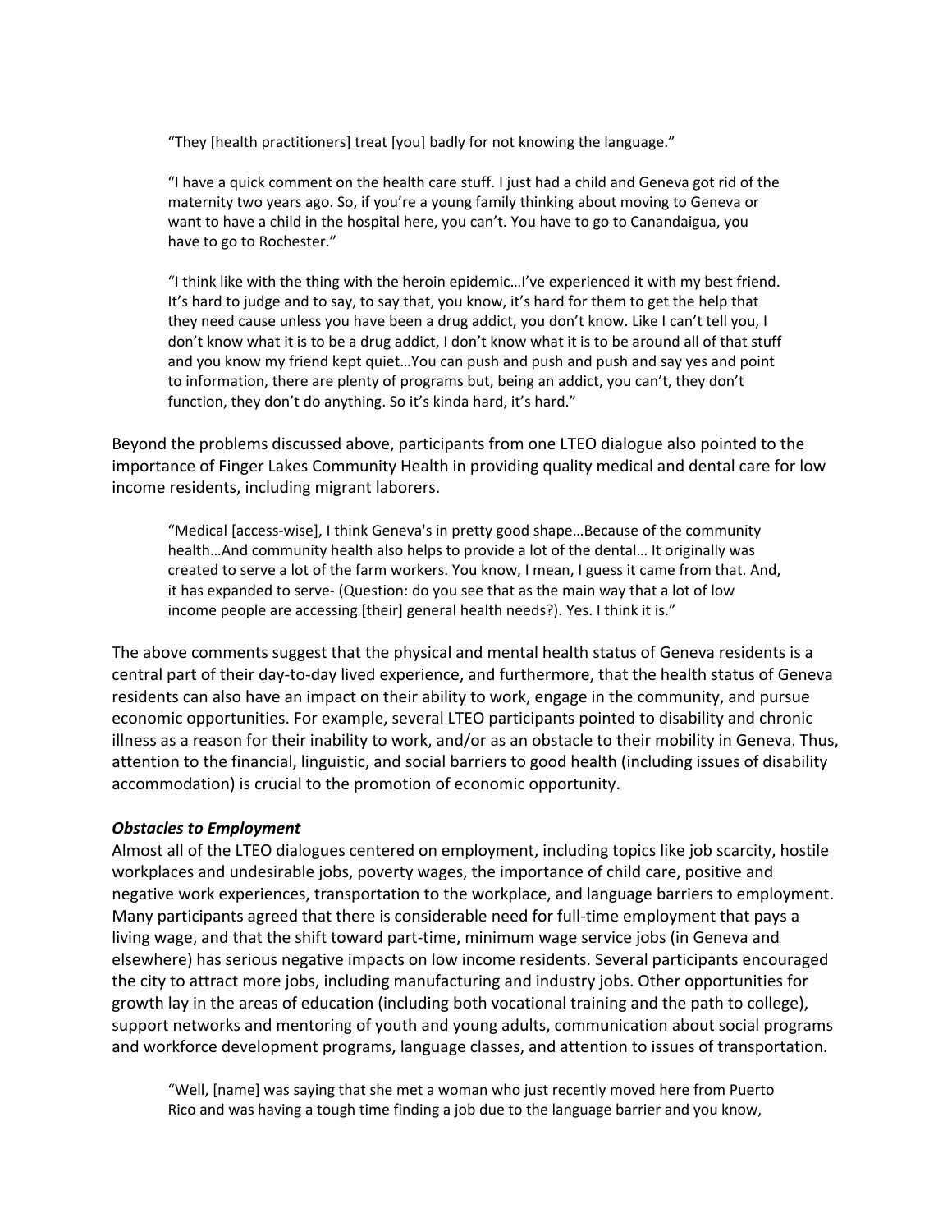> "They [health practitioners] treat [you] badly for not knowing the language."

> "I have a quick comment on the health care stuff. I just had a child and Geneva got rid of the maternity two years ago. So, if you're a young family thinking about moving to Geneva or want to have a child in the hospital here, you can't. You have to go to Canandaigua, you have to go to Rochester."

> "I think like with the thing with the heroin epidemic…I've experienced it with my best friend. It's hard to judge and to say, to say that, you know, it's hard for them to get the help that they need cause unless you have been a drug addict, you don't know. Like I can't tell you, I don't know what it is to be a drug addict, I don't know what it is to be around all of that stuff and you know my friend kept quiet…You can push and push and push and say yes and point to information, there are plenty of programs but, being an addict, you can't, they don't function, they don't do anything. So it's kinda hard, it's hard."

Beyond the problems discussed above, participants from one LTEO dialogue also pointed to the importance of Finger Lakes Community Health in providing quality medical and dental care for low income residents, including migrant laborers.

> "Medical [access-wise], I think Geneva's in pretty good shape…Because of the community health…And community health also helps to provide a lot of the dental… It originally was created to serve a lot of the farm workers. You know, I mean, I guess it came from that. And, it has expanded to serve- (Question: do you see that as the main way that a lot of low income people are accessing [their] general health needs?). Yes. I think it is."

The above comments suggest that the physical and mental health status of Geneva residents is a central part of their day-to-day lived experience, and furthermore, that the health status of Geneva residents can also have an impact on their ability to work, engage in the community, and pursue economic opportunities. For example, several LTEO participants pointed to disability and chronic illness as a reason for their inability to work, and/or as an obstacle to their mobility in Geneva. Thus, attention to the financial, linguistic, and social barriers to good health (including issues of disability accommodation) is crucial to the promotion of economic opportunity.

***Obstacles to Employment***

Almost all of the LTEO dialogues centered on employment, including topics like job scarcity, hostile workplaces and undesirable jobs, poverty wages, the importance of child care, positive and negative work experiences, transportation to the workplace, and language barriers to employment. Many participants agreed that there is considerable need for full-time employment that pays a living wage, and that the shift toward part-time, minimum wage service jobs (in Geneva and elsewhere) has serious negative impacts on low income residents. Several participants encouraged the city to attract more jobs, including manufacturing and industry jobs. Other opportunities for growth lay in the areas of education (including both vocational training and the path to college), support networks and mentoring of youth and young adults, communication about social programs and workforce development programs, language classes, and attention to issues of transportation.

> "Well, [name] was saying that she met a woman who just recently moved here from Puerto Rico and was having a tough time finding a job due to the language barrier and you know,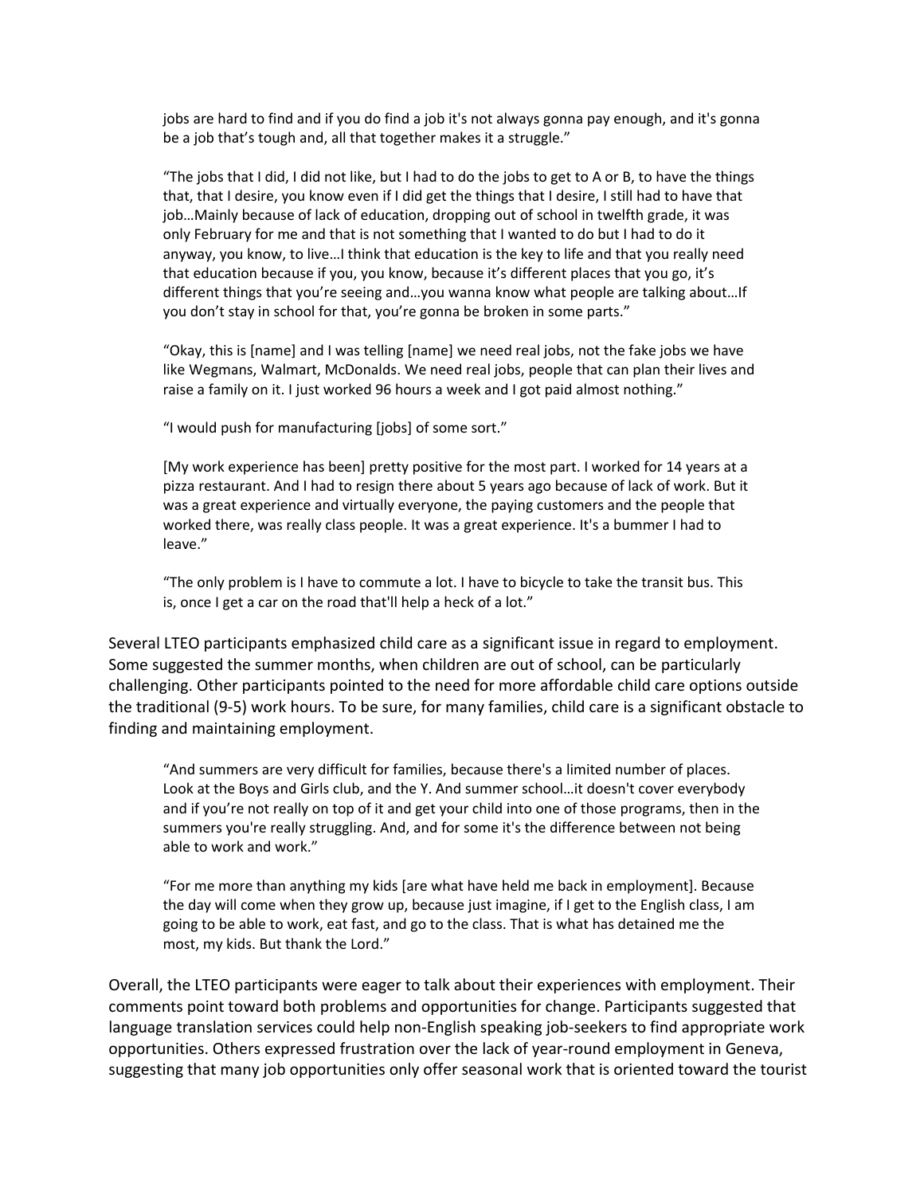> jobs are hard to find and if you do find a job it's not always gonna pay enough, and it's gonna be a job that's tough and, all that together makes it a struggle."

> "The jobs that I did, I did not like, but I had to do the jobs to get to A or B, to have the things that, that I desire, you know even if I did get the things that I desire, I still had to have that job…Mainly because of lack of education, dropping out of school in twelfth grade, it was only February for me and that is not something that I wanted to do but I had to do it anyway, you know, to live…I think that education is the key to life and that you really need that education because if you, you know, because it's different places that you go, it's different things that you're seeing and…you wanna know what people are talking about…If you don't stay in school for that, you're gonna be broken in some parts."

> "Okay, this is [name] and I was telling [name] we need real jobs, not the fake jobs we have like Wegmans, Walmart, McDonalds. We need real jobs, people that can plan their lives and raise a family on it. I just worked 96 hours a week and I got paid almost nothing."

> "I would push for manufacturing [jobs] of some sort."

> [My work experience has been] pretty positive for the most part. I worked for 14 years at a pizza restaurant. And I had to resign there about 5 years ago because of lack of work. But it was a great experience and virtually everyone, the paying customers and the people that worked there, was really class people. It was a great experience. It's a bummer I had to leave."

> "The only problem is I have to commute a lot. I have to bicycle to take the transit bus. This is, once I get a car on the road that'll help a heck of a lot."

Several LTEO participants emphasized child care as a significant issue in regard to employment. Some suggested the summer months, when children are out of school, can be particularly challenging. Other participants pointed to the need for more affordable child care options outside the traditional (9-5) work hours. To be sure, for many families, child care is a significant obstacle to finding and maintaining employment.

> "And summers are very difficult for families, because there's a limited number of places. Look at the Boys and Girls club, and the Y. And summer school…it doesn't cover everybody and if you're not really on top of it and get your child into one of those programs, then in the summers you're really struggling. And, and for some it's the difference between not being able to work and work."

> "For me more than anything my kids [are what have held me back in employment]. Because the day will come when they grow up, because just imagine, if I get to the English class, I am going to be able to work, eat fast, and go to the class. That is what has detained me the most, my kids. But thank the Lord."

Overall, the LTEO participants were eager to talk about their experiences with employment. Their comments point toward both problems and opportunities for change. Participants suggested that language translation services could help non-English speaking job-seekers to find appropriate work opportunities. Others expressed frustration over the lack of year-round employment in Geneva, suggesting that many job opportunities only offer seasonal work that is oriented toward the tourist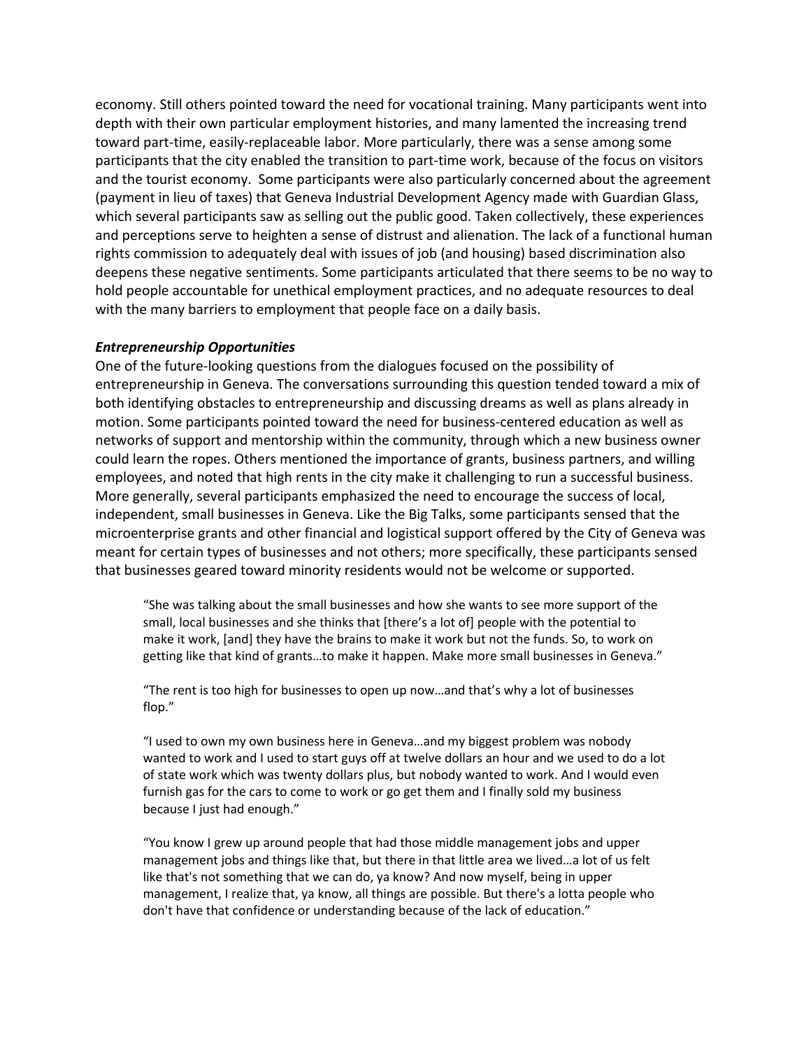economy. Still others pointed toward the need for vocational training. Many participants went into depth with their own particular employment histories, and many lamented the increasing trend toward part-time, easily-replaceable labor. More particularly, there was a sense among some participants that the city enabled the transition to part-time work, because of the focus on visitors and the tourist economy. Some participants were also particularly concerned about the agreement (payment in lieu of taxes) that Geneva Industrial Development Agency made with Guardian Glass, which several participants saw as selling out the public good. Taken collectively, these experiences and perceptions serve to heighten a sense of distrust and alienation. The lack of a functional human rights commission to adequately deal with issues of job (and housing) based discrimination also deepens these negative sentiments. Some participants articulated that there seems to be no way to hold people accountable for unethical employment practices, and no adequate resources to deal with the many barriers to employment that people face on a daily basis.

### *Entrepreneurship Opportunities*

One of the future-looking questions from the dialogues focused on the possibility of entrepreneurship in Geneva. The conversations surrounding this question tended toward a mix of both identifying obstacles to entrepreneurship and discussing dreams as well as plans already in motion. Some participants pointed toward the need for business-centered education as well as networks of support and mentorship within the community, through which a new business owner could learn the ropes. Others mentioned the importance of grants, business partners, and willing employees, and noted that high rents in the city make it challenging to run a successful business. More generally, several participants emphasized the need to encourage the success of local, independent, small businesses in Geneva. Like the Big Talks, some participants sensed that the microenterprise grants and other financial and logistical support offered by the City of Geneva was meant for certain types of businesses and not others; more specifically, these participants sensed that businesses geared toward minority residents would not be welcome or supported.

> "She was talking about the small businesses and how she wants to see more support of the small, local businesses and she thinks that [there's a lot of] people with the potential to make it work, [and] they have the brains to make it work but not the funds. So, to work on getting like that kind of grants…to make it happen. Make more small businesses in Geneva."

> "The rent is too high for businesses to open up now…and that's why a lot of businesses flop."

> "I used to own my own business here in Geneva…and my biggest problem was nobody wanted to work and I used to start guys off at twelve dollars an hour and we used to do a lot of state work which was twenty dollars plus, but nobody wanted to work. And I would even furnish gas for the cars to come to work or go get them and I finally sold my business because I just had enough."

> "You know I grew up around people that had those middle management jobs and upper management jobs and things like that, but there in that little area we lived…a lot of us felt like that's not something that we can do, ya know? And now myself, being in upper management, I realize that, ya know, all things are possible. But there's a lotta people who don't have that confidence or understanding because of the lack of education."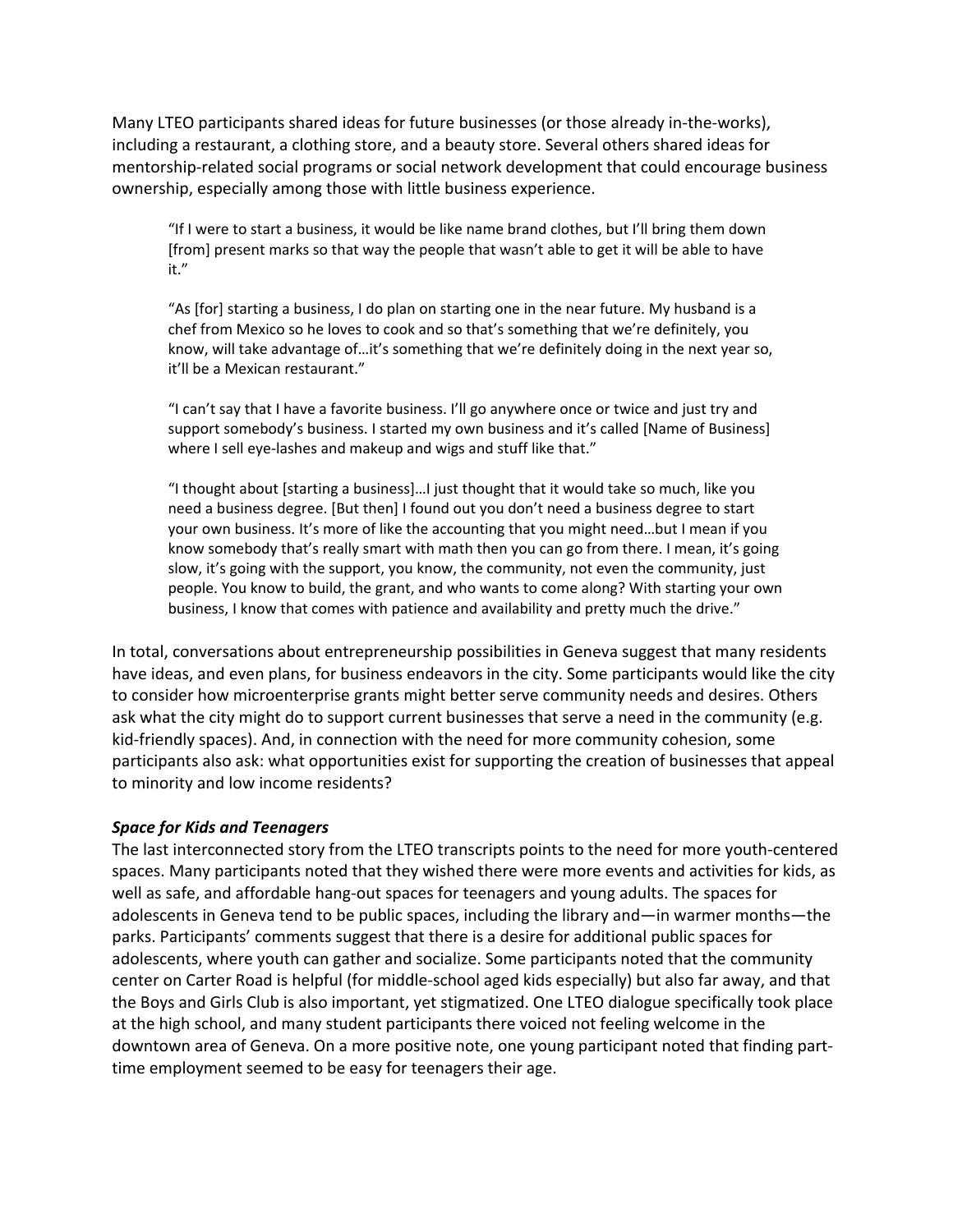Many LTEO participants shared ideas for future businesses (or those already in-the-works), including a restaurant, a clothing store, and a beauty store. Several others shared ideas for mentorship-related social programs or social network development that could encourage business ownership, especially among those with little business experience.

> "If I were to start a business, it would be like name brand clothes, but I'll bring them down [from] present marks so that way the people that wasn't able to get it will be able to have it."
>
> "As [for] starting a business, I do plan on starting one in the near future. My husband is a chef from Mexico so he loves to cook and so that's something that we're definitely, you know, will take advantage of…it's something that we're definitely doing in the next year so, it'll be a Mexican restaurant."
>
> "I can't say that I have a favorite business. I'll go anywhere once or twice and just try and support somebody's business. I started my own business and it's called [Name of Business] where I sell eye-lashes and makeup and wigs and stuff like that."
>
> "I thought about [starting a business]…I just thought that it would take so much, like you need a business degree. [But then] I found out you don't need a business degree to start your own business. It's more of like the accounting that you might need…but I mean if you know somebody that's really smart with math then you can go from there. I mean, it's going slow, it's going with the support, you know, the community, not even the community, just people. You know to build, the grant, and who wants to come along? With starting your own business, I know that comes with patience and availability and pretty much the drive."

In total, conversations about entrepreneurship possibilities in Geneva suggest that many residents have ideas, and even plans, for business endeavors in the city. Some participants would like the city to consider how microenterprise grants might better serve community needs and desires. Others ask what the city might do to support current businesses that serve a need in the community (e.g. kid-friendly spaces). And, in connection with the need for more community cohesion, some participants also ask: what opportunities exist for supporting the creation of businesses that appeal to minority and low income residents?

### ***Space for Kids and Teenagers***

The last interconnected story from the LTEO transcripts points to the need for more youth-centered spaces. Many participants noted that they wished there were more events and activities for kids, as well as safe, and affordable hang-out spaces for teenagers and young adults. The spaces for adolescents in Geneva tend to be public spaces, including the library and—in warmer months—the parks. Participants' comments suggest that there is a desire for additional public spaces for adolescents, where youth can gather and socialize. Some participants noted that the community center on Carter Road is helpful (for middle-school aged kids especially) but also far away, and that the Boys and Girls Club is also important, yet stigmatized. One LTEO dialogue specifically took place at the high school, and many student participants there voiced not feeling welcome in the downtown area of Geneva. On a more positive note, one young participant noted that finding part-time employment seemed to be easy for teenagers their age.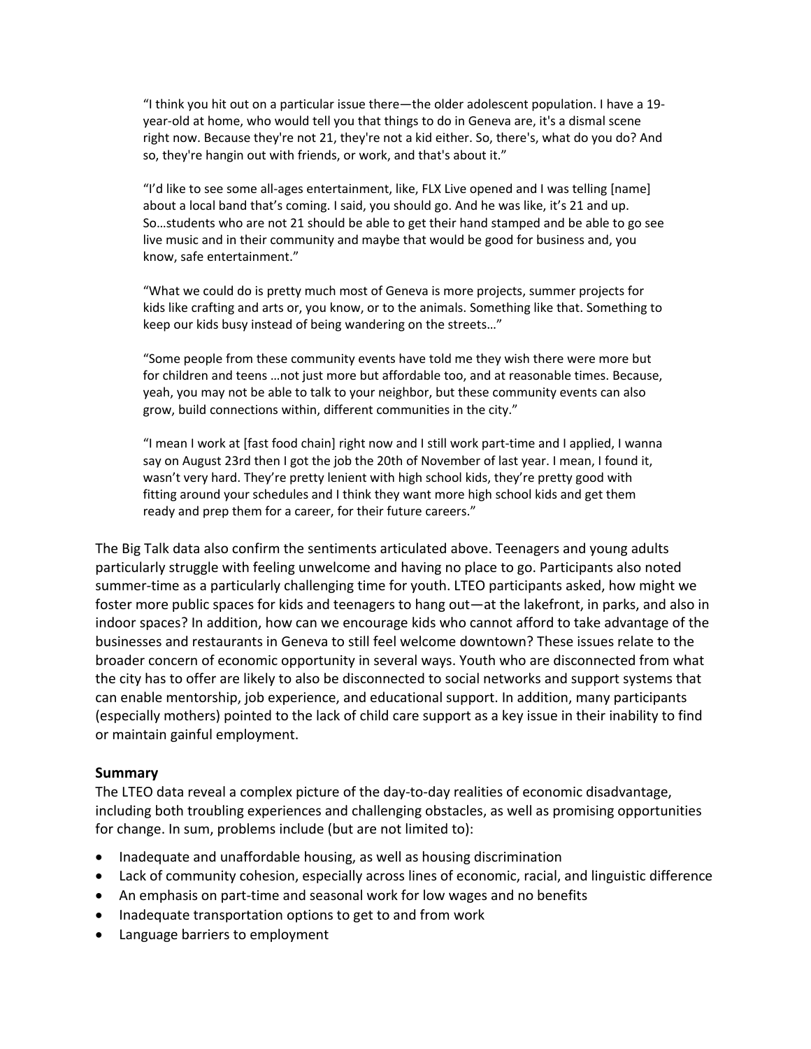> "I think you hit out on a particular issue there—the older adolescent population. I have a 19-year-old at home, who would tell you that things to do in Geneva are, it's a dismal scene right now. Because they're not 21, they're not a kid either. So, there's, what do you do? And so, they're hangin out with friends, or work, and that's about it."

> "I'd like to see some all-ages entertainment, like, FLX Live opened and I was telling [name] about a local band that's coming. I said, you should go. And he was like, it's 21 and up. So…students who are not 21 should be able to get their hand stamped and be able to go see live music and in their community and maybe that would be good for business and, you know, safe entertainment."

> "What we could do is pretty much most of Geneva is more projects, summer projects for kids like crafting and arts or, you know, or to the animals. Something like that. Something to keep our kids busy instead of being wandering on the streets…"

> "Some people from these community events have told me they wish there were more but for children and teens …not just more but affordable too, and at reasonable times. Because, yeah, you may not be able to talk to your neighbor, but these community events can also grow, build connections within, different communities in the city."

> "I mean I work at [fast food chain] right now and I still work part-time and I applied, I wanna say on August 23rd then I got the job the 20th of November of last year. I mean, I found it, wasn't very hard. They're pretty lenient with high school kids, they're pretty good with fitting around your schedules and I think they want more high school kids and get them ready and prep them for a career, for their future careers."

The Big Talk data also confirm the sentiments articulated above. Teenagers and young adults particularly struggle with feeling unwelcome and having no place to go. Participants also noted summer-time as a particularly challenging time for youth. LTEO participants asked, how might we foster more public spaces for kids and teenagers to hang out—at the lakefront, in parks, and also in indoor spaces? In addition, how can we encourage kids who cannot afford to take advantage of the businesses and restaurants in Geneva to still feel welcome downtown? These issues relate to the broader concern of economic opportunity in several ways. Youth who are disconnected from what the city has to offer are likely to also be disconnected to social networks and support systems that can enable mentorship, job experience, and educational support. In addition, many participants (especially mothers) pointed to the lack of child care support as a key issue in their inability to find or maintain gainful employment.

**Summary**

The LTEO data reveal a complex picture of the day-to-day realities of economic disadvantage, including both troubling experiences and challenging obstacles, as well as promising opportunities for change. In sum, problems include (but are not limited to):

- Inadequate and unaffordable housing, as well as housing discrimination
- Lack of community cohesion, especially across lines of economic, racial, and linguistic difference
- An emphasis on part-time and seasonal work for low wages and no benefits
- Inadequate transportation options to get to and from work
- Language barriers to employment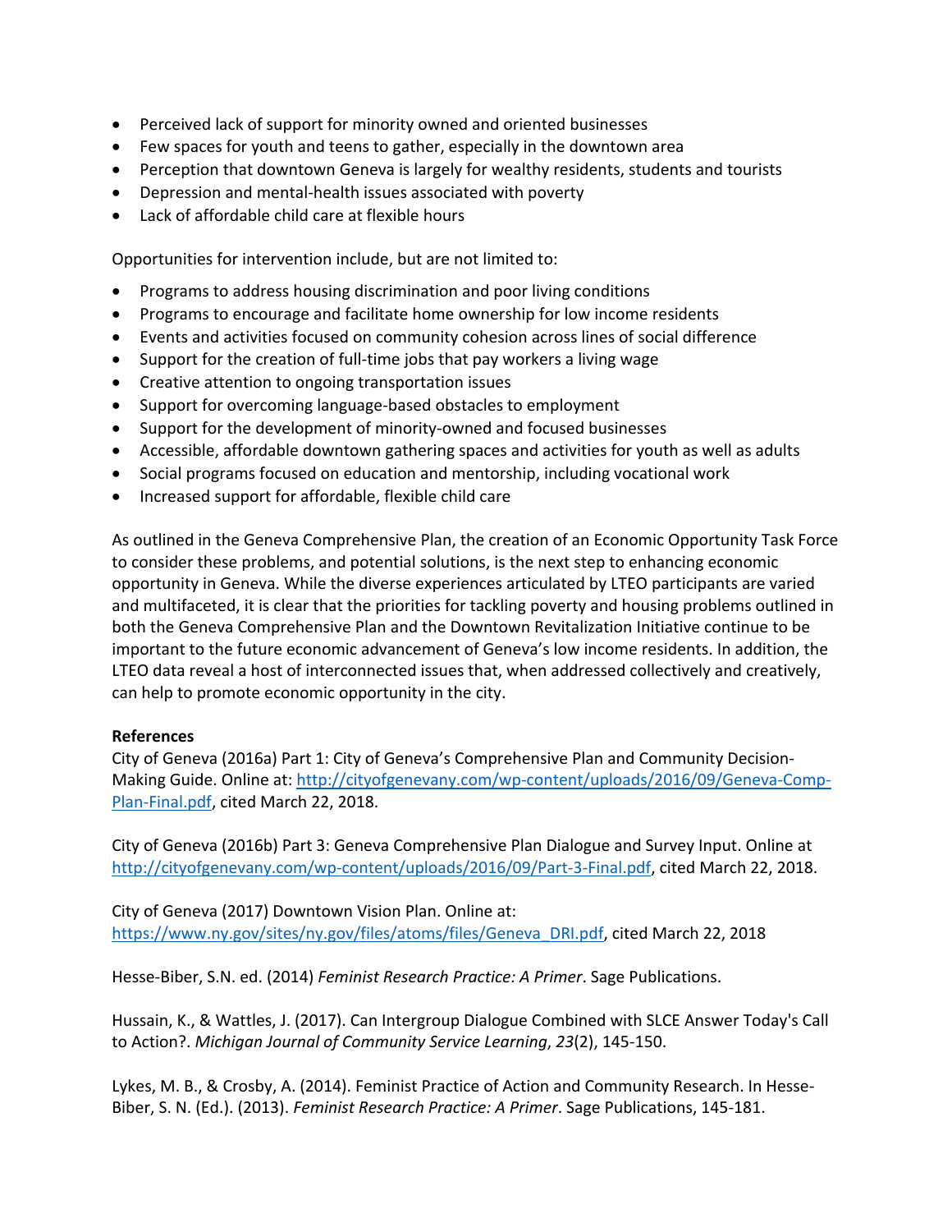- Perceived lack of support for minority owned and oriented businesses
- Few spaces for youth and teens to gather, especially in the downtown area
- Perception that downtown Geneva is largely for wealthy residents, students and tourists
- Depression and mental-health issues associated with poverty
- Lack of affordable child care at flexible hours

Opportunities for intervention include, but are not limited to:

- Programs to address housing discrimination and poor living conditions
- Programs to encourage and facilitate home ownership for low income residents
- Events and activities focused on community cohesion across lines of social difference
- Support for the creation of full-time jobs that pay workers a living wage
- Creative attention to ongoing transportation issues
- Support for overcoming language-based obstacles to employment
- Support for the development of minority-owned and focused businesses
- Accessible, affordable downtown gathering spaces and activities for youth as well as adults
- Social programs focused on education and mentorship, including vocational work
- Increased support for affordable, flexible child care

As outlined in the Geneva Comprehensive Plan, the creation of an Economic Opportunity Task Force to consider these problems, and potential solutions, is the next step to enhancing economic opportunity in Geneva. While the diverse experiences articulated by LTEO participants are varied and multifaceted, it is clear that the priorities for tackling poverty and housing problems outlined in both the Geneva Comprehensive Plan and the Downtown Revitalization Initiative continue to be important to the future economic advancement of Geneva's low income residents. In addition, the LTEO data reveal a host of interconnected issues that, when addressed collectively and creatively, can help to promote economic opportunity in the city.

**References**

City of Geneva (2016a) Part 1: City of Geneva's Comprehensive Plan and Community Decision-Making Guide. Online at: http://cityofgenevany.com/wp-content/uploads/2016/09/Geneva-Comp-Plan-Final.pdf, cited March 22, 2018.

City of Geneva (2016b) Part 3: Geneva Comprehensive Plan Dialogue and Survey Input. Online at http://cityofgenevany.com/wp-content/uploads/2016/09/Part-3-Final.pdf, cited March 22, 2018.

City of Geneva (2017) Downtown Vision Plan. Online at: https://www.ny.gov/sites/ny.gov/files/atoms/files/Geneva_DRI.pdf, cited March 22, 2018

Hesse-Biber, S.N. ed. (2014) *Feminist Research Practice: A Primer*. Sage Publications.

Hussain, K., & Wattles, J. (2017). Can Intergroup Dialogue Combined with SLCE Answer Today's Call to Action?. *Michigan Journal of Community Service Learning*, *23*(2), 145-150.

Lykes, M. B., & Crosby, A. (2014). Feminist Practice of Action and Community Research. In Hesse-Biber, S. N. (Ed.). (2013). *Feminist Research Practice: A Primer*. Sage Publications, 145-181.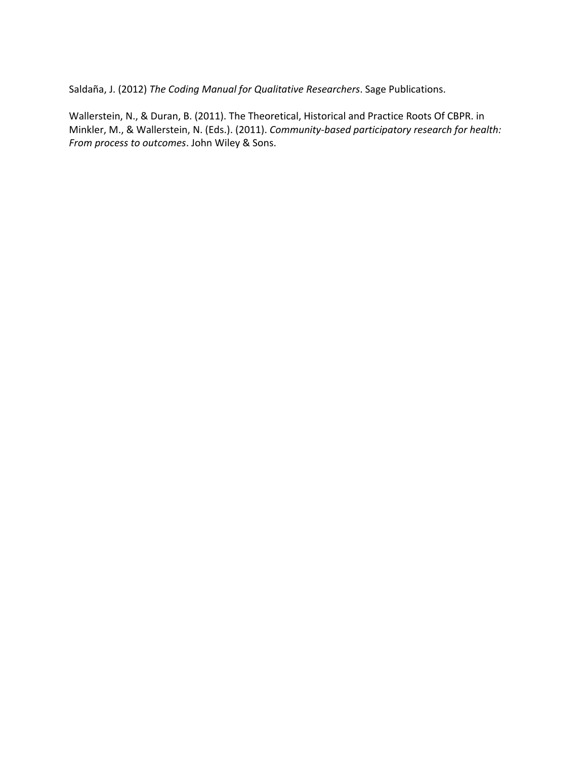Saldaña, J. (2012) *The Coding Manual for Qualitative Researchers*. Sage Publications.

Wallerstein, N., & Duran, B. (2011). The Theoretical, Historical and Practice Roots Of CBPR. in Minkler, M., & Wallerstein, N. (Eds.). (2011). *Community-based participatory research for health: From process to outcomes*. John Wiley & Sons.